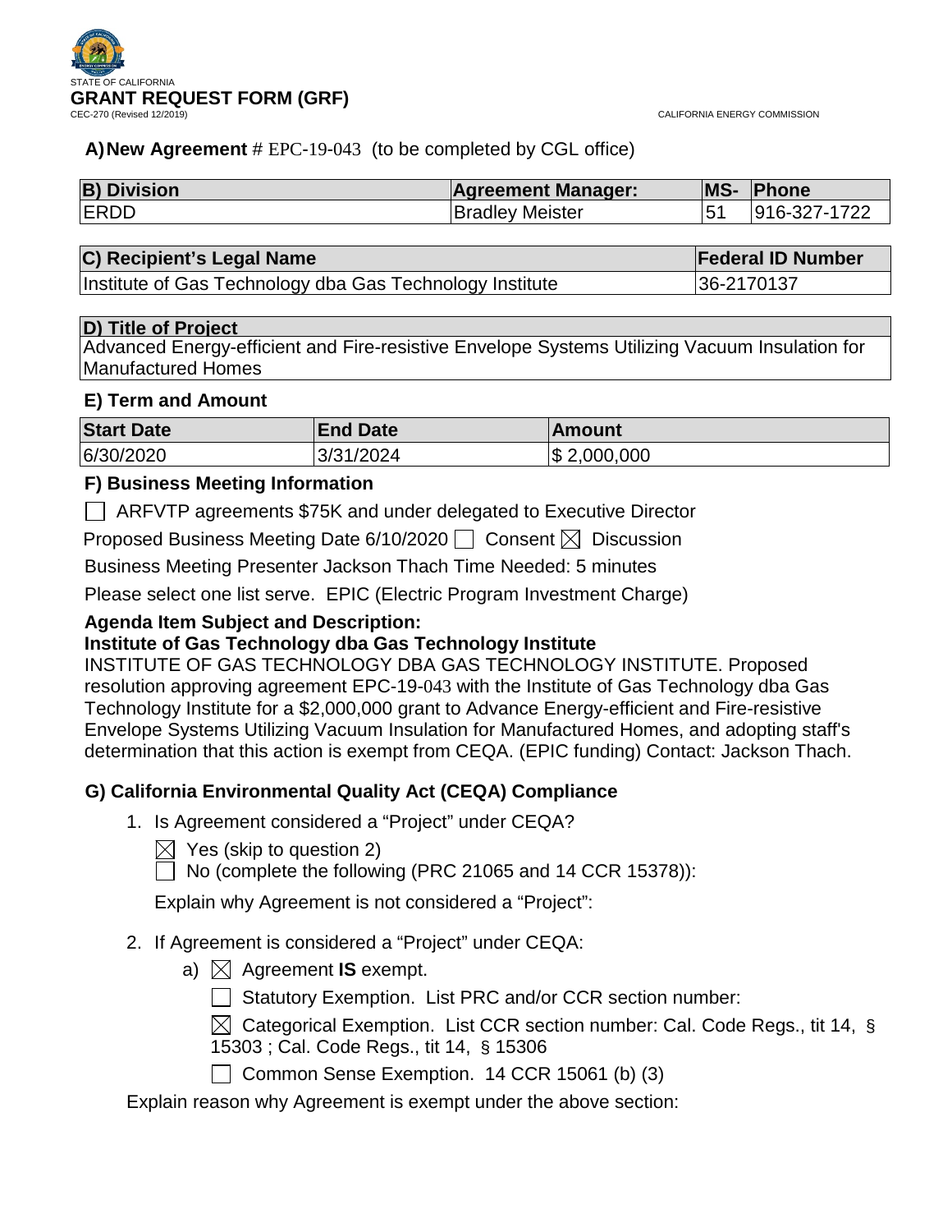STATE OF CALIFORNIA

# GRANT REQUEST FORM (GRF)

CEC-270 (Revised 12/2019)

CALIFORNIA ENERGY COMMISSION

**A) New Agreement** # EPC-19-043 (to be completed by CGL office)

| B) Division | Agreement Manager: | MS- | Phone |
|---|---|---|---|
| ERDD | Bradley Meister | 51 | 916-327-1722 |

| C) Recipient's Legal Name | Federal ID Number |
|---|---|
| Institute of Gas Technology dba Gas Technology Institute | 36-2170137 |

| D) Title of Project |
|---|
| Advanced Energy-efficient and Fire-resistive Envelope Systems Utilizing Vacuum Insulation for Manufactured Homes |

### E) Term and Amount

| Start Date | End Date | Amount |
|---|---|---|
| 6/30/2020 | 3/31/2024 | $ 2,000,000 |

### F) Business Meeting Information

☐ ARFVTP agreements $75K and under delegated to Executive Director

Proposed Business Meeting Date 6/10/2020 ☐ Consent ☒ Discussion

Business Meeting Presenter Jackson Thach Time Needed: 5 minutes

Please select one list serve. EPIC (Electric Program Investment Charge)

**Agenda Item Subject and Description:**

**Institute of Gas Technology dba Gas Technology Institute**

INSTITUTE OF GAS TECHNOLOGY DBA GAS TECHNOLOGY INSTITUTE. Proposed resolution approving agreement EPC-19-043 with the Institute of Gas Technology dba Gas Technology Institute for a $2,000,000 grant to Advance Energy-efficient and Fire-resistive Envelope Systems Utilizing Vacuum Insulation for Manufactured Homes, and adopting staff's determination that this action is exempt from CEQA. (EPIC funding) Contact: Jackson Thach.

### G) California Environmental Quality Act (CEQA) Compliance

1. Is Agreement considered a "Project" under CEQA?

   ☒ Yes (skip to question 2)

   ☐ No (complete the following (PRC 21065 and 14 CCR 15378)):

   Explain why Agreement is not considered a "Project":

2. If Agreement is considered a "Project" under CEQA:

   a) ☒ Agreement **IS** exempt.

      ☐ Statutory Exemption. List PRC and/or CCR section number:

      ☒ Categorical Exemption. List CCR section number: Cal. Code Regs., tit 14, § 15303 ; Cal. Code Regs., tit 14, § 15306

      ☐ Common Sense Exemption. 14 CCR 15061 (b) (3)

   Explain reason why Agreement is exempt under the above section: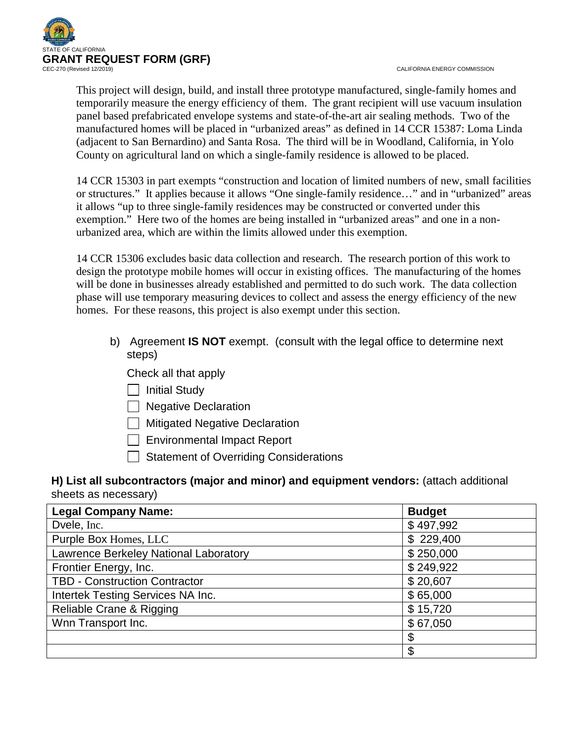This project will design, build, and install three prototype manufactured, single-family homes and temporarily measure the energy efficiency of them. The grant recipient will use vacuum insulation panel based prefabricated envelope systems and state-of-the-art air sealing methods. Two of the manufactured homes will be placed in "urbanized areas" as defined in 14 CCR 15387: Loma Linda (adjacent to San Bernardino) and Santa Rosa. The third will be in Woodland, California, in Yolo County on agricultural land on which a single-family residence is allowed to be placed.

14 CCR 15303 in part exempts "construction and location of limited numbers of new, small facilities or structures." It applies because it allows "One single-family residence…" and in "urbanized" areas it allows "up to three single-family residences may be constructed or converted under this exemption." Here two of the homes are being installed in "urbanized areas" and one in a non-urbanized area, which are within the limits allowed under this exemption.

14 CCR 15306 excludes basic data collection and research. The research portion of this work to design the prototype mobile homes will occur in existing offices. The manufacturing of the homes will be done in businesses already established and permitted to do such work. The data collection phase will use temporary measuring devices to collect and assess the energy efficiency of the new homes. For these reasons, this project is also exempt under this section.

b) Agreement **IS NOT** exempt. (consult with the legal office to determine next steps)

Check all that apply

- [ ] Initial Study
- [ ] Negative Declaration
- [ ] Mitigated Negative Declaration
- [ ] Environmental Impact Report
- [ ] Statement of Overriding Considerations

**H) List all subcontractors (major and minor) and equipment vendors:** (attach additional sheets as necessary)

| Legal Company Name: | Budget |
|---|---|
| Dvele, Inc. | $ 497,992 |
| Purple Box Homes, LLC | $ 229,400 |
| Lawrence Berkeley National Laboratory | $ 250,000 |
| Frontier Energy, Inc. | $ 249,922 |
| TBD - Construction Contractor | $ 20,607 |
| Intertek Testing Services NA Inc. | $ 65,000 |
| Reliable Crane & Rigging | $ 15,720 |
| Wnn Transport Inc. | $ 67,050 |
| | $ |
| | $ |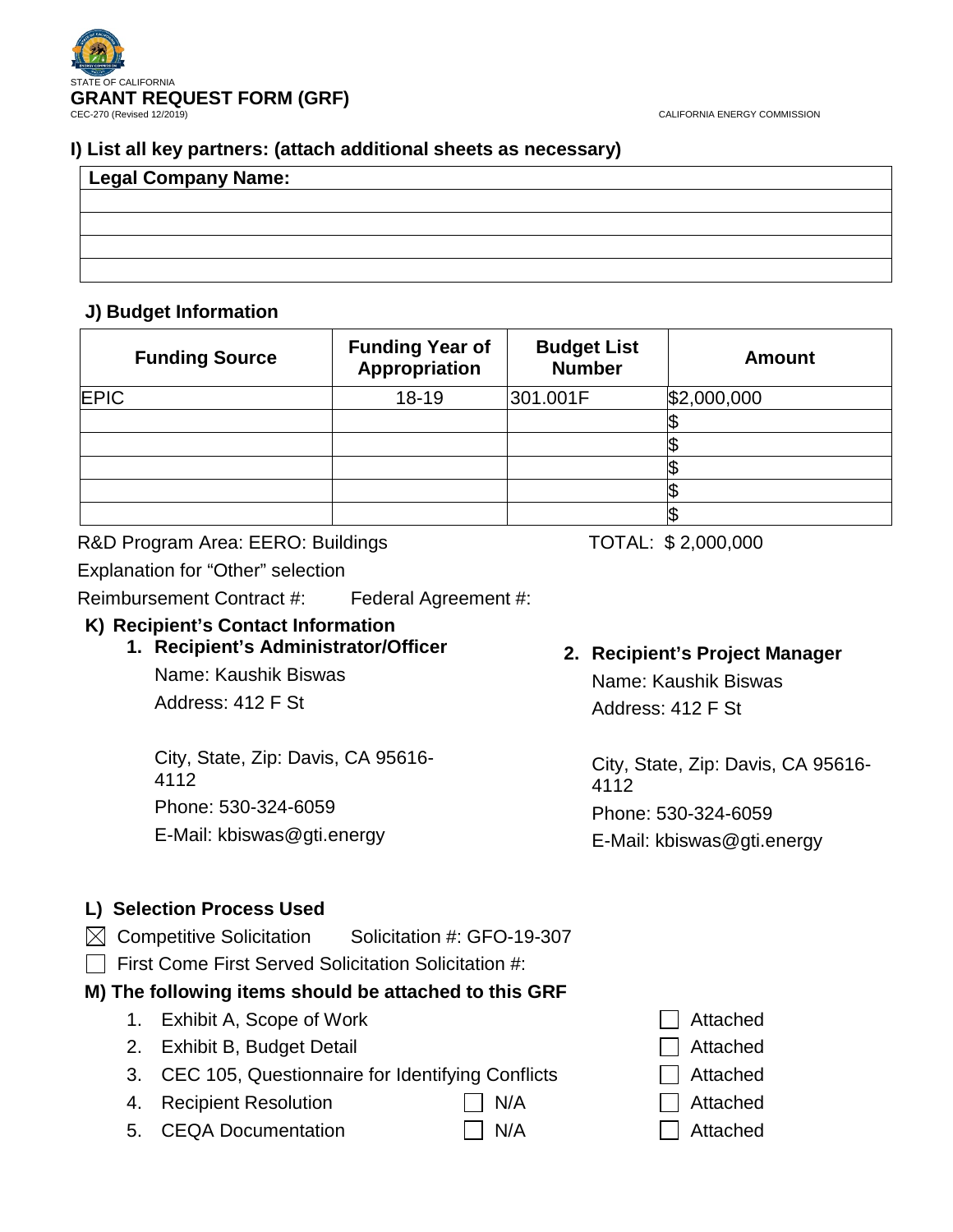STATE OF CALIFORNIA

# GRANT REQUEST FORM (GRF)

CEC-270 (Revised 12/2019)

CALIFORNIA ENERGY COMMISSION

## I) List all key partners: (attach additional sheets as necessary)

| Legal Company Name: |
|---|
| |
| |
| |
| |

## J) Budget Information

| Funding Source | Funding Year of Appropriation | Budget List Number | Amount |
|---|---|---|---|
| EPIC | 18-19 | 301.001F | $2,000,000 |
| | | | $ |
| | | | $ |
| | | | $ |
| | | | $ |
| | | | $ |

R&D Program Area: EERO: Buildings

TOTAL: $ 2,000,000

Explanation for "Other" selection

Reimbursement Contract #: Federal Agreement #:

## K) Recipient's Contact Information

### 1. Recipient's Administrator/Officer

Name: Kaushik Biswas

Address: 412 F St

City, State, Zip: Davis, CA 95616-4112

Phone: 530-324-6059

E-Mail: kbiswas@gti.energy

### 2. Recipient's Project Manager

Name: Kaushik Biswas

Address: 412 F St

City, State, Zip: Davis, CA 95616-4112

Phone: 530-324-6059

E-Mail: kbiswas@gti.energy

## L) Selection Process Used

- ☒ Competitive Solicitation Solicitation #: GFO-19-307
- ☐ First Come First Served Solicitation Solicitation #:

## M) The following items should be attached to this GRF

1. Exhibit A, Scope of Work ☐ Attached
2. Exhibit B, Budget Detail ☐ Attached
3. CEC 105, Questionnaire for Identifying Conflicts ☐ Attached
4. Recipient Resolution ☐ N/A ☐ Attached
5. CEQA Documentation ☐ N/A ☐ Attached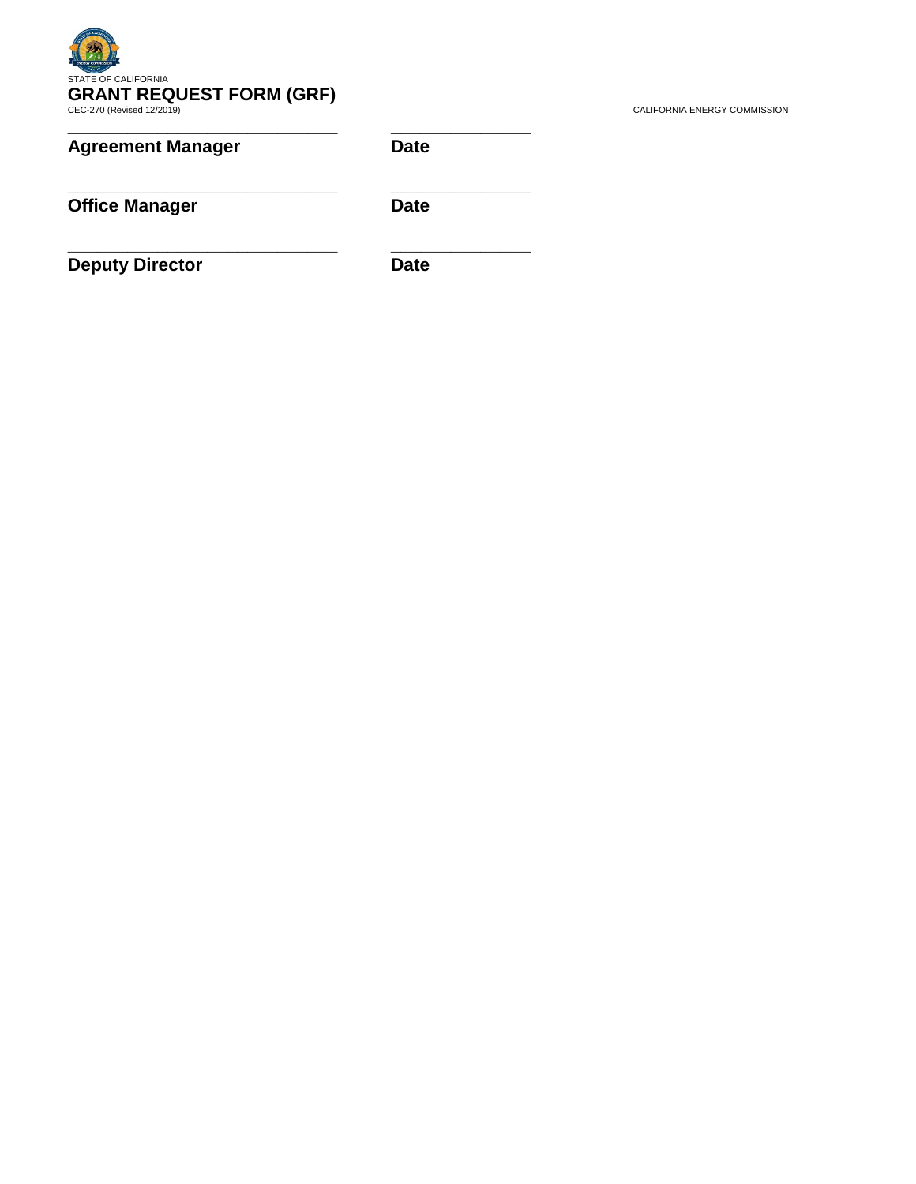\_\_\_\_\_\_\_\_\_\_\_\_\_\_\_\_\_\_\_\_\_\_\_\_\_\_\_\_\_\_\_\_ \_\_\_\_\_\_\_\_\_\_\_\_\_\_\_\_

**Agreement Manager** **Date**

\_\_\_\_\_\_\_\_\_\_\_\_\_\_\_\_\_\_\_\_\_\_\_\_\_\_\_\_\_\_\_\_ \_\_\_\_\_\_\_\_\_\_\_\_\_\_\_\_

**Office Manager** **Date**

\_\_\_\_\_\_\_\_\_\_\_\_\_\_\_\_\_\_\_\_\_\_\_\_\_\_\_\_\_\_\_\_ \_\_\_\_\_\_\_\_\_\_\_\_\_\_\_\_

**Deputy Director** **Date**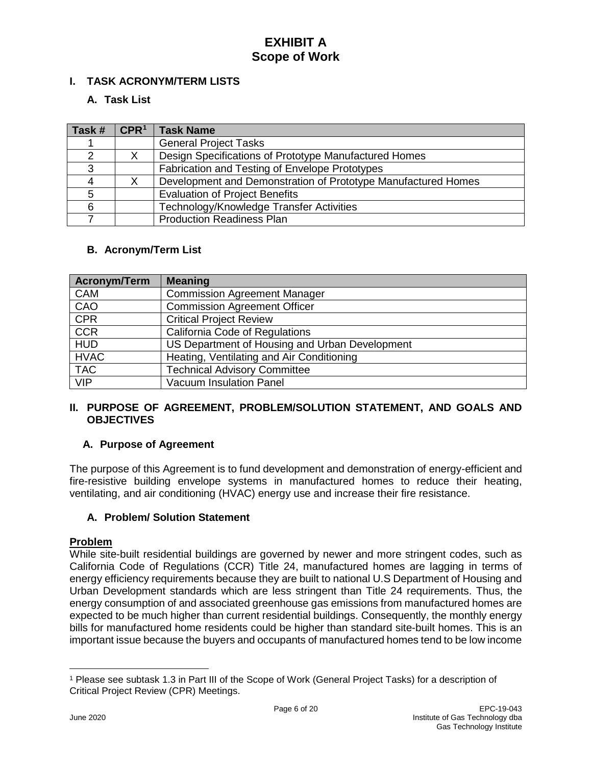# EXHIBIT A
# Scope of Work

## I. TASK ACRONYM/TERM LISTS

### A. Task List

| Task # | CPR[1] | Task Name |
|---|---|---|
| 1 | | General Project Tasks |
| 2 | X | Design Specifications of Prototype Manufactured Homes |
| 3 | | Fabrication and Testing of Envelope Prototypes |
| 4 | X | Development and Demonstration of Prototype Manufactured Homes |
| 5 | | Evaluation of Project Benefits |
| 6 | | Technology/Knowledge Transfer Activities |
| 7 | | Production Readiness Plan |

### B. Acronym/Term List

| Acronym/Term | Meaning |
|---|---|
| CAM | Commission Agreement Manager |
| CAO | Commission Agreement Officer |
| CPR | Critical Project Review |
| CCR | California Code of Regulations |
| HUD | US Department of Housing and Urban Development |
| HVAC | Heating, Ventilating and Air Conditioning |
| TAC | Technical Advisory Committee |
| VIP | Vacuum Insulation Panel |

## II. PURPOSE OF AGREEMENT, PROBLEM/SOLUTION STATEMENT, AND GOALS AND OBJECTIVES

### A. Purpose of Agreement

The purpose of this Agreement is to fund development and demonstration of energy-efficient and fire-resistive building envelope systems in manufactured homes to reduce their heating, ventilating, and air conditioning (HVAC) energy use and increase their fire resistance.

### A. Problem/ Solution Statement

**Problem**

While site-built residential buildings are governed by newer and more stringent codes, such as California Code of Regulations (CCR) Title 24, manufactured homes are lagging in terms of energy efficiency requirements because they are built to national U.S Department of Housing and Urban Development standards which are less stringent than Title 24 requirements. Thus, the energy consumption of and associated greenhouse gas emissions from manufactured homes are expected to be much higher than current residential buildings. Consequently, the monthly energy bills for manufactured home residents could be higher than standard site-built homes. This is an important issue because the buyers and occupants of manufactured homes tend to be low income

[1] Please see subtask 1.3 in Part III of the Scope of Work (General Project Tasks) for a description of Critical Project Review (CPR) Meetings.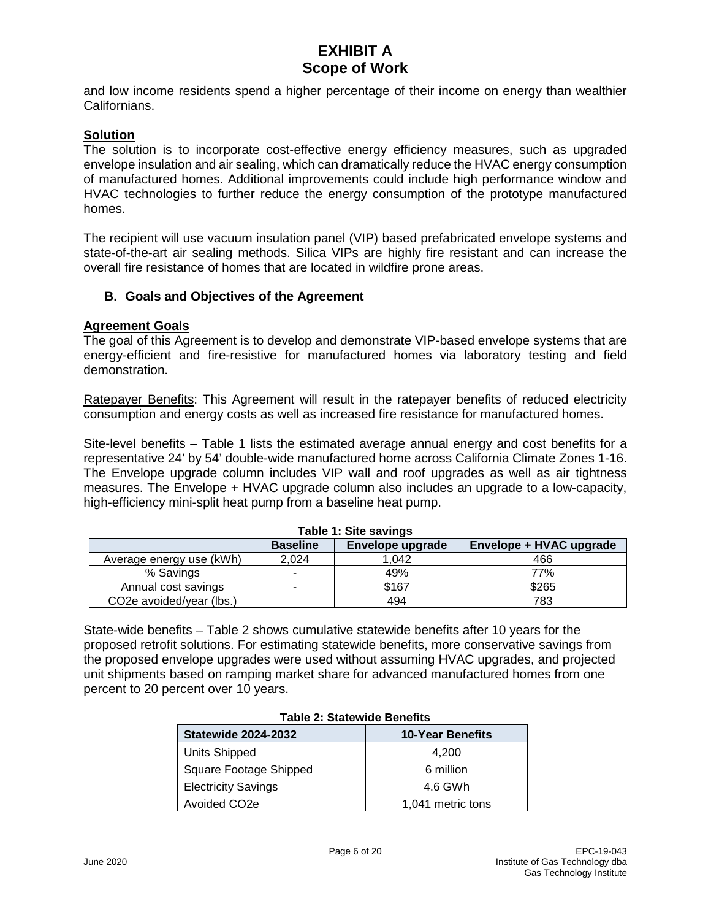and low income residents spend a higher percentage of their income on energy than wealthier Californians.

**Solution**

The solution is to incorporate cost-effective energy efficiency measures, such as upgraded envelope insulation and air sealing, which can dramatically reduce the HVAC energy consumption of manufactured homes. Additional improvements could include high performance window and HVAC technologies to further reduce the energy consumption of the prototype manufactured homes.

The recipient will use vacuum insulation panel (VIP) based prefabricated envelope systems and state-of-the-art air sealing methods. Silica VIPs are highly fire resistant and can increase the overall fire resistance of homes that are located in wildfire prone areas.

### B. Goals and Objectives of the Agreement

**Agreement Goals**

The goal of this Agreement is to develop and demonstrate VIP-based envelope systems that are energy-efficient and fire-resistive for manufactured homes via laboratory testing and field demonstration.

Ratepayer Benefits: This Agreement will result in the ratepayer benefits of reduced electricity consumption and energy costs as well as increased fire resistance for manufactured homes.

Site-level benefits – Table 1 lists the estimated average annual energy and cost benefits for a representative 24' by 54' double-wide manufactured home across California Climate Zones 1-16. The Envelope upgrade column includes VIP wall and roof upgrades as well as air tightness measures. The Envelope + HVAC upgrade column also includes an upgrade to a low-capacity, high-efficiency mini-split heat pump from a baseline heat pump.

**Table 1: Site savings**

| | Baseline | Envelope upgrade | Envelope + HVAC upgrade |
|---|---|---|---|
| Average energy use (kWh) | 2,024 | 1,042 | 466 |
| % Savings | - | 49% | 77% |
| Annual cost savings | - | $167 | $265 |
| $CO_2e$ avoided/year (lbs.) | | 494 | 783 |

State-wide benefits – Table 2 shows cumulative statewide benefits after 10 years for the proposed retrofit solutions. For estimating statewide benefits, more conservative savings from the proposed envelope upgrades were used without assuming HVAC upgrades, and projected unit shipments based on ramping market share for advanced manufactured homes from one percent to 20 percent over 10 years.

**Table 2: Statewide Benefits**

| Statewide 2024-2032 | 10-Year Benefits |
|---|---|
| Units Shipped | 4,200 |
| Square Footage Shipped | 6 million |
| Electricity Savings | 4.6 GWh |
| Avoided $CO_2e$ | 1,041 metric tons |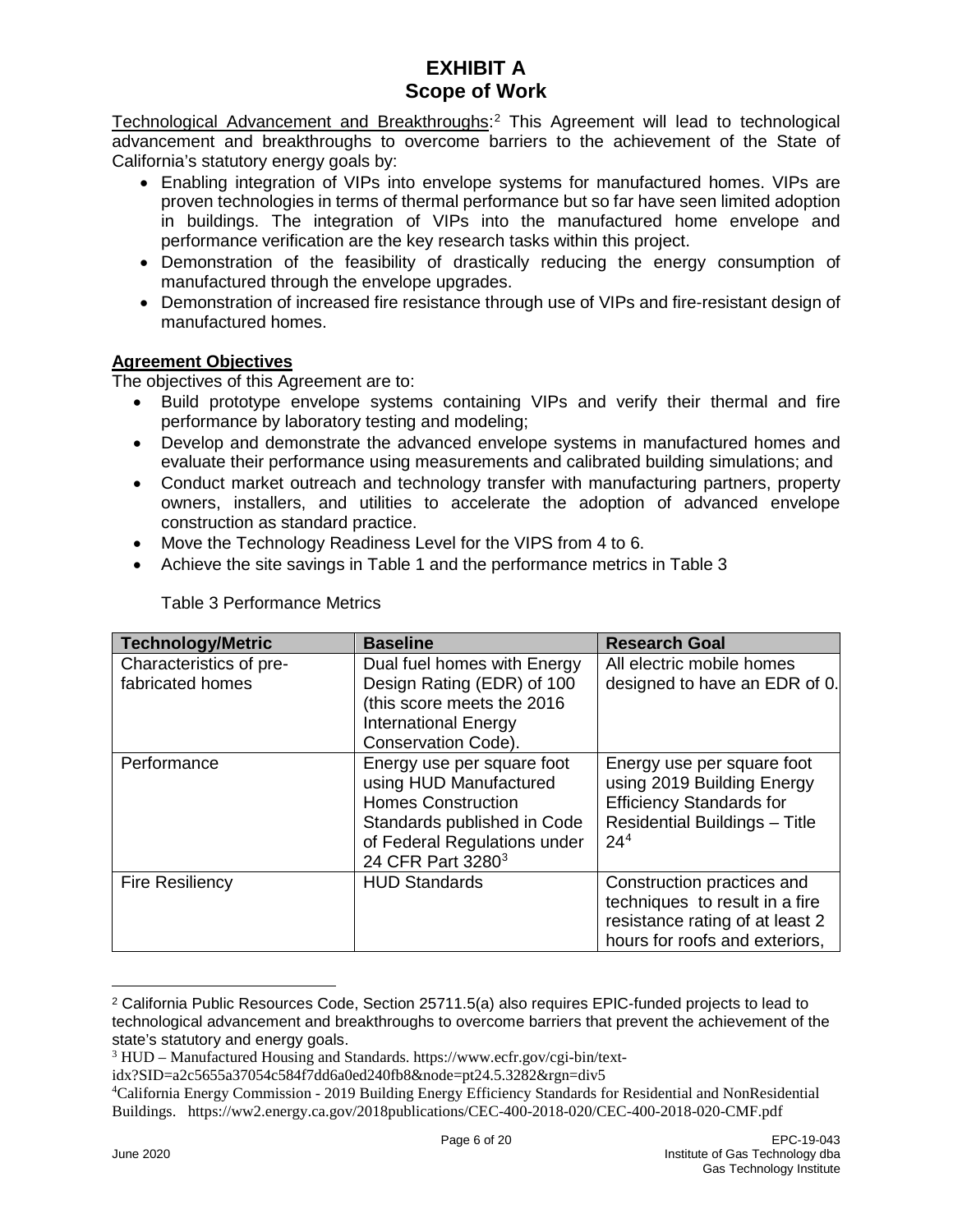# EXHIBIT A
## Scope of Work

Technological Advancement and Breakthroughs:[2] This Agreement will lead to technological advancement and breakthroughs to overcome barriers to the achievement of the State of California's statutory energy goals by:

- Enabling integration of VIPs into envelope systems for manufactured homes. VIPs are proven technologies in terms of thermal performance but so far have seen limited adoption in buildings. The integration of VIPs into the manufactured home envelope and performance verification are the key research tasks within this project.
- Demonstration of the feasibility of drastically reducing the energy consumption of manufactured through the envelope upgrades.
- Demonstration of increased fire resistance through use of VIPs and fire-resistant design of manufactured homes.

**Agreement Objectives**

The objectives of this Agreement are to:

- Build prototype envelope systems containing VIPs and verify their thermal and fire performance by laboratory testing and modeling;
- Develop and demonstrate the advanced envelope systems in manufactured homes and evaluate their performance using measurements and calibrated building simulations; and
- Conduct market outreach and technology transfer with manufacturing partners, property owners, installers, and utilities to accelerate the adoption of advanced envelope construction as standard practice.
- Move the Technology Readiness Level for the VIPS from 4 to 6.
- Achieve the site savings in Table 1 and the performance metrics in Table 3

Table 3 Performance Metrics

| Technology/Metric | Baseline | Research Goal |
|---|---|---|
| Characteristics of pre-fabricated homes | Dual fuel homes with Energy Design Rating (EDR) of 100 (this score meets the 2016 International Energy Conservation Code). | All electric mobile homes designed to have an EDR of 0. |
| Performance | Energy use per square foot using HUD Manufactured Homes Construction Standards published in Code of Federal Regulations under 24 CFR Part 3280[3] | Energy use per square foot using 2019 Building Energy Efficiency Standards for Residential Buildings – Title 24[4] |
| Fire Resiliency | HUD Standards | Construction practices and techniques to result in a fire resistance rating of at least 2 hours for roofs and exteriors, |

[2] California Public Resources Code, Section 25711.5(a) also requires EPIC-funded projects to lead to technological advancement and breakthroughs to overcome barriers that prevent the achievement of the state's statutory and energy goals.

[3] HUD – Manufactured Housing and Standards. https://www.ecfr.gov/cgi-bin/text-idx?SID=a2c5655a37054c584f7dd6a0ed240fb8&node=pt24.5.3282&rgn=div5

[4] California Energy Commission - 2019 Building Energy Efficiency Standards for Residential and NonResidential Buildings. https://ww2.energy.ca.gov/2018publications/CEC-400-2018-020/CEC-400-2018-020-CMF.pdf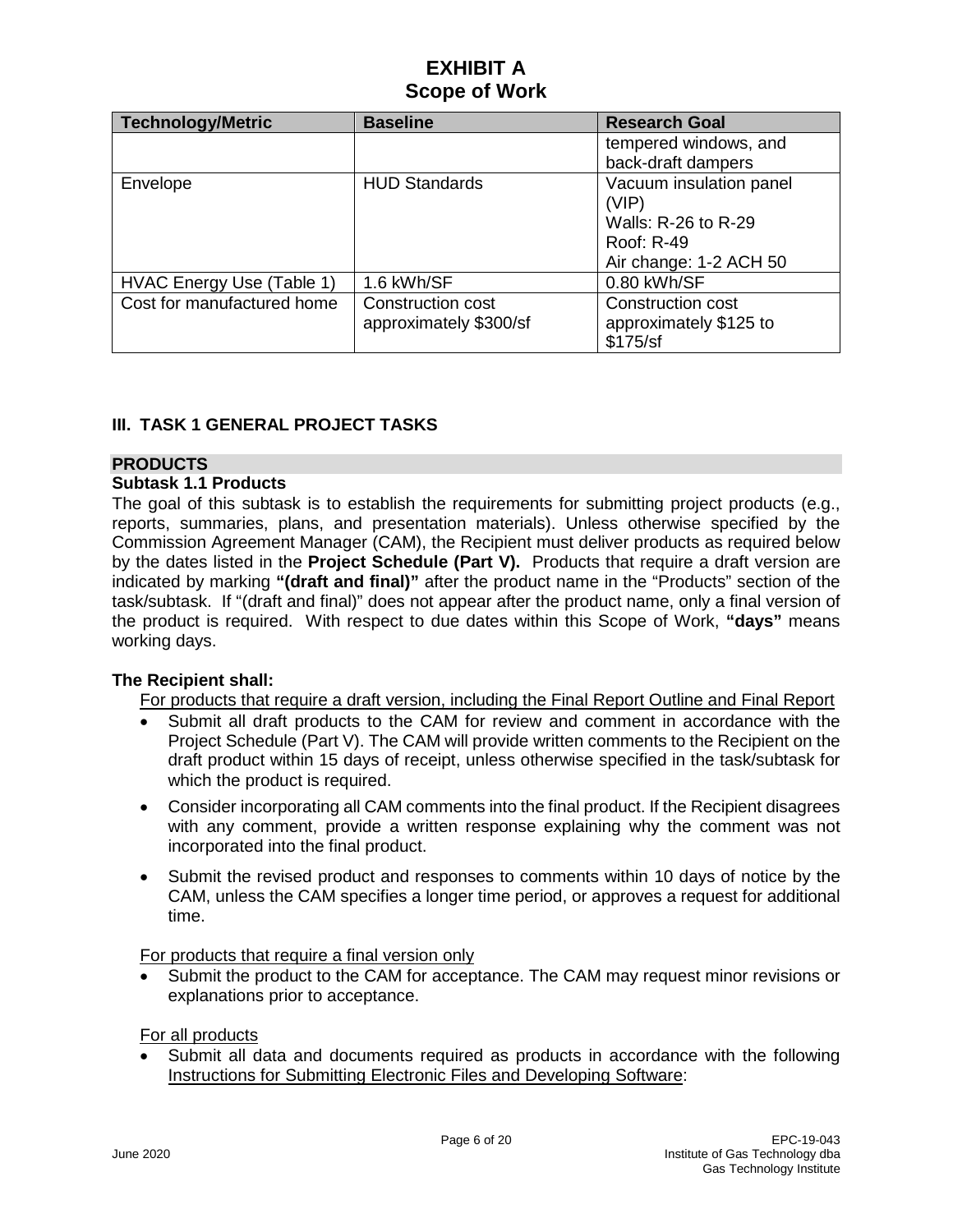| Technology/Metric | Baseline | Research Goal |
|---|---|---|
| | | tempered windows, and back-draft dampers |
| Envelope | HUD Standards | Vacuum insulation panel (VIP)<br>Walls: R-26 to R-29<br>Roof: R-49<br>Air change: 1-2 ACH 50 |
| HVAC Energy Use (Table 1) | 1.6 kWh/SF | 0.80 kWh/SF |
| Cost for manufactured home | Construction cost approximately $300/sf | Construction cost approximately $125 to $175/sf |

## III. TASK 1 GENERAL PROJECT TASKS

### PRODUCTS

### Subtask 1.1 Products

The goal of this subtask is to establish the requirements for submitting project products (e.g., reports, summaries, plans, and presentation materials). Unless otherwise specified by the Commission Agreement Manager (CAM), the Recipient must deliver products as required below by the dates listed in the **Project Schedule (Part V).** Products that require a draft version are indicated by marking **"(draft and final)"** after the product name in the "Products" section of the task/subtask. If "(draft and final)" does not appear after the product name, only a final version of the product is required. With respect to due dates within this Scope of Work, **"days"** means working days.

**The Recipient shall:**

For products that require a draft version, including the Final Report Outline and Final Report

- Submit all draft products to the CAM for review and comment in accordance with the Project Schedule (Part V). The CAM will provide written comments to the Recipient on the draft product within 15 days of receipt, unless otherwise specified in the task/subtask for which the product is required.
- Consider incorporating all CAM comments into the final product. If the Recipient disagrees with any comment, provide a written response explaining why the comment was not incorporated into the final product.
- Submit the revised product and responses to comments within 10 days of notice by the CAM, unless the CAM specifies a longer time period, or approves a request for additional time.

For products that require a final version only

- Submit the product to the CAM for acceptance. The CAM may request minor revisions or explanations prior to acceptance.

For all products

- Submit all data and documents required as products in accordance with the following Instructions for Submitting Electronic Files and Developing Software: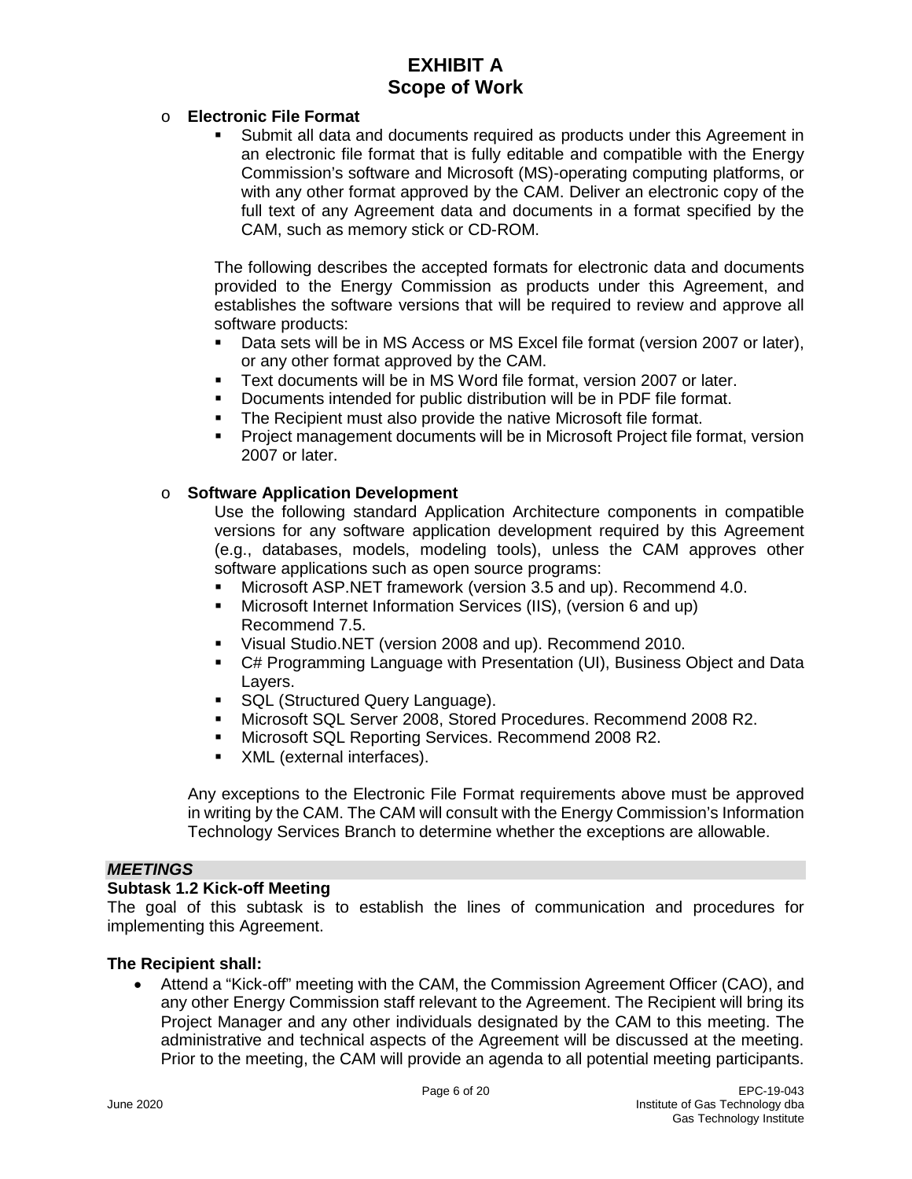- **Electronic File Format**
  - Submit all data and documents required as products under this Agreement in an electronic file format that is fully editable and compatible with the Energy Commission's software and Microsoft (MS)-operating computing platforms, or with any other format approved by the CAM. Deliver an electronic copy of the full text of any Agreement data and documents in a format specified by the CAM, such as memory stick or CD-ROM.

  The following describes the accepted formats for electronic data and documents provided to the Energy Commission as products under this Agreement, and establishes the software versions that will be required to review and approve all software products:

  - Data sets will be in MS Access or MS Excel file format (version 2007 or later), or any other format approved by the CAM.
  - Text documents will be in MS Word file format, version 2007 or later.
  - Documents intended for public distribution will be in PDF file format.
  - The Recipient must also provide the native Microsoft file format.
  - Project management documents will be in Microsoft Project file format, version 2007 or later.

- **Software Application Development**

  Use the following standard Application Architecture components in compatible versions for any software application development required by this Agreement (e.g., databases, models, modeling tools), unless the CAM approves other software applications such as open source programs:

  - Microsoft ASP.NET framework (version 3.5 and up). Recommend 4.0.
  - Microsoft Internet Information Services (IIS), (version 6 and up) Recommend 7.5.
  - Visual Studio.NET (version 2008 and up). Recommend 2010.
  - C# Programming Language with Presentation (UI), Business Object and Data Layers.
  - SQL (Structured Query Language).
  - Microsoft SQL Server 2008, Stored Procedures. Recommend 2008 R2.
  - Microsoft SQL Reporting Services. Recommend 2008 R2.
  - XML (external interfaces).

  Any exceptions to the Electronic File Format requirements above must be approved in writing by the CAM. The CAM will consult with the Energy Commission's Information Technology Services Branch to determine whether the exceptions are allowable.

***MEETINGS***

**Subtask 1.2 Kick-off Meeting**

The goal of this subtask is to establish the lines of communication and procedures for implementing this Agreement.

**The Recipient shall:**

- Attend a "Kick-off" meeting with the CAM, the Commission Agreement Officer (CAO), and any other Energy Commission staff relevant to the Agreement. The Recipient will bring its Project Manager and any other individuals designated by the CAM to this meeting. The administrative and technical aspects of the Agreement will be discussed at the meeting. Prior to the meeting, the CAM will provide an agenda to all potential meeting participants.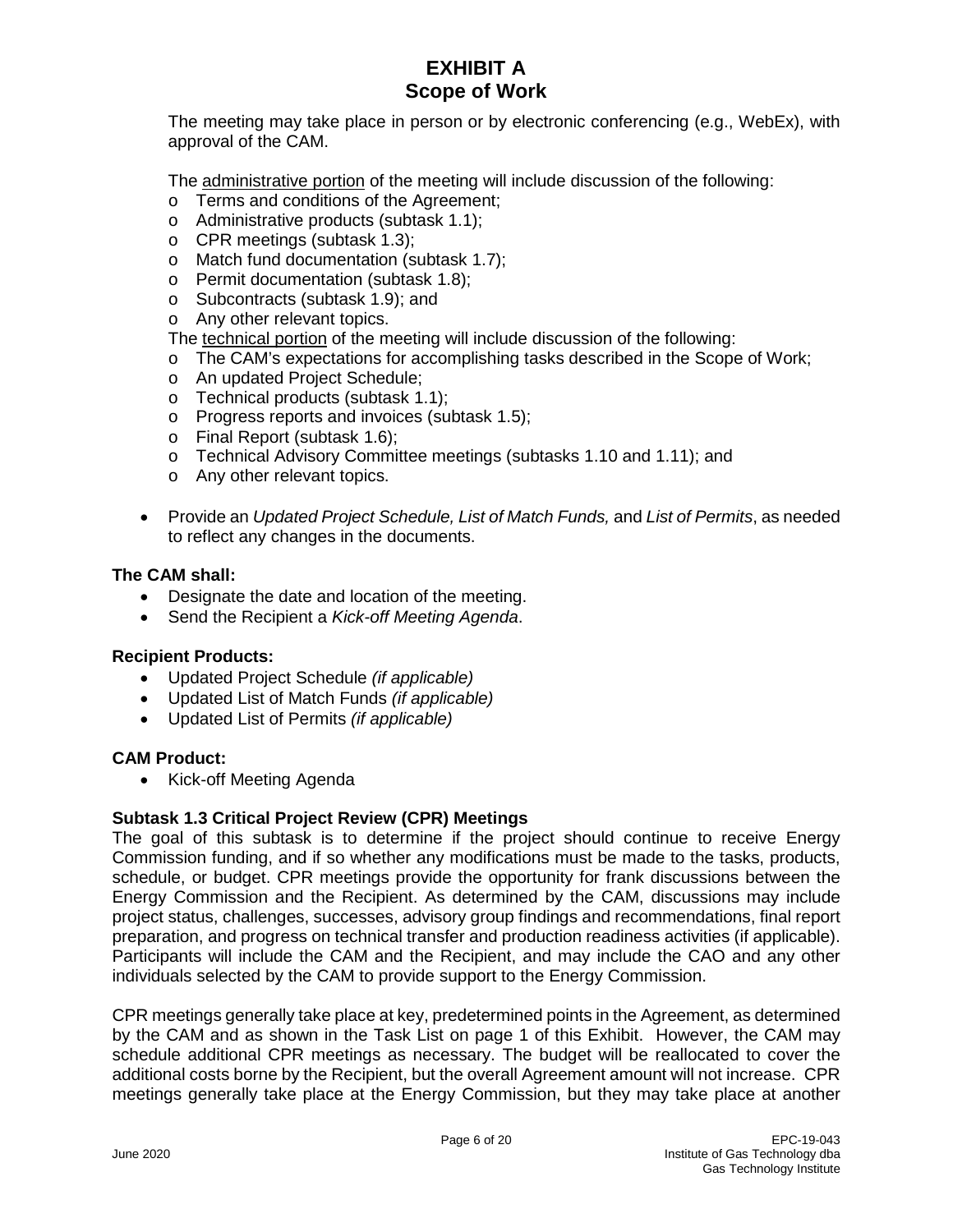The meeting may take place in person or by electronic conferencing (e.g., WebEx), with approval of the CAM.

The <u>administrative portion</u> of the meeting will include discussion of the following:

- o Terms and conditions of the Agreement;
- o Administrative products (subtask 1.1);
- o CPR meetings (subtask 1.3);
- o Match fund documentation (subtask 1.7);
- o Permit documentation (subtask 1.8);
- o Subcontracts (subtask 1.9); and
- o Any other relevant topics.

The <u>technical portion</u> of the meeting will include discussion of the following:

- o The CAM's expectations for accomplishing tasks described in the Scope of Work;
- o An updated Project Schedule;
- o Technical products (subtask 1.1);
- o Progress reports and invoices (subtask 1.5);
- o Final Report (subtask 1.6);
- o Technical Advisory Committee meetings (subtasks 1.10 and 1.11); and
- o Any other relevant topics.

- Provide an *Updated Project Schedule, List of Match Funds,* and *List of Permits*, as needed to reflect any changes in the documents.

**The CAM shall:**

- Designate the date and location of the meeting.
- Send the Recipient a *Kick-off Meeting Agenda*.

**Recipient Products:**

- Updated Project Schedule *(if applicable)*
- Updated List of Match Funds *(if applicable)*
- Updated List of Permits *(if applicable)*

**CAM Product:**

- Kick-off Meeting Agenda

### Subtask 1.3 Critical Project Review (CPR) Meetings

The goal of this subtask is to determine if the project should continue to receive Energy Commission funding, and if so whether any modifications must be made to the tasks, products, schedule, or budget. CPR meetings provide the opportunity for frank discussions between the Energy Commission and the Recipient. As determined by the CAM, discussions may include project status, challenges, successes, advisory group findings and recommendations, final report preparation, and progress on technical transfer and production readiness activities (if applicable). Participants will include the CAM and the Recipient, and may include the CAO and any other individuals selected by the CAM to provide support to the Energy Commission.

CPR meetings generally take place at key, predetermined points in the Agreement, as determined by the CAM and as shown in the Task List on page 1 of this Exhibit. However, the CAM may schedule additional CPR meetings as necessary. The budget will be reallocated to cover the additional costs borne by the Recipient, but the overall Agreement amount will not increase. CPR meetings generally take place at the Energy Commission, but they may take place at another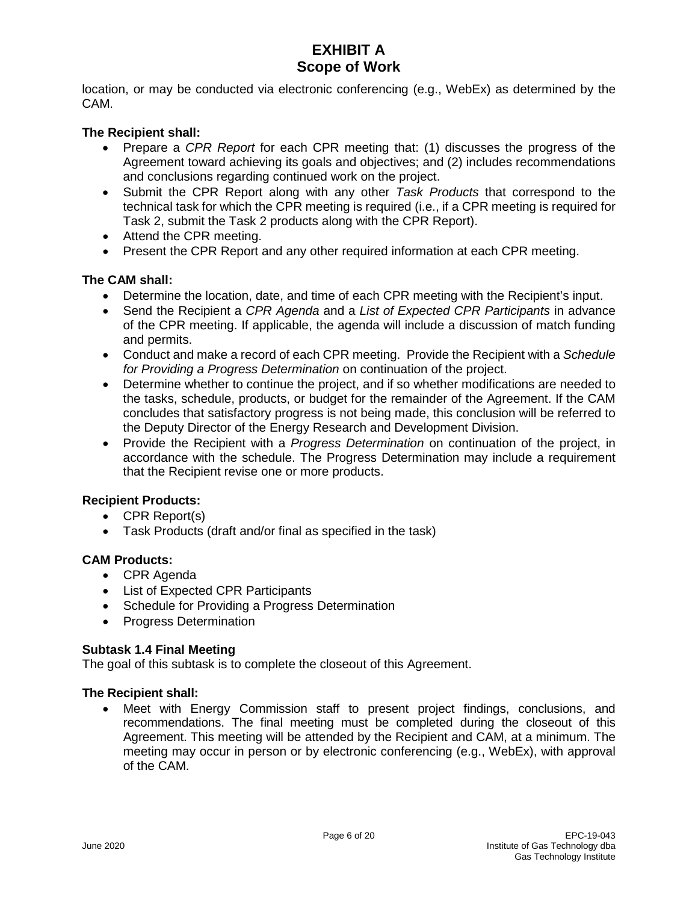location, or may be conducted via electronic conferencing (e.g., WebEx) as determined by the CAM.

**The Recipient shall:**

- Prepare a *CPR Report* for each CPR meeting that: (1) discusses the progress of the Agreement toward achieving its goals and objectives; and (2) includes recommendations and conclusions regarding continued work on the project.
- Submit the CPR Report along with any other *Task Products* that correspond to the technical task for which the CPR meeting is required (i.e., if a CPR meeting is required for Task 2, submit the Task 2 products along with the CPR Report).
- Attend the CPR meeting.
- Present the CPR Report and any other required information at each CPR meeting.

**The CAM shall:**

- Determine the location, date, and time of each CPR meeting with the Recipient's input.
- Send the Recipient a *CPR Agenda* and a *List of Expected CPR Participants* in advance of the CPR meeting. If applicable, the agenda will include a discussion of match funding and permits.
- Conduct and make a record of each CPR meeting. Provide the Recipient with a *Schedule for Providing a Progress Determination* on continuation of the project.
- Determine whether to continue the project, and if so whether modifications are needed to the tasks, schedule, products, or budget for the remainder of the Agreement. If the CAM concludes that satisfactory progress is not being made, this conclusion will be referred to the Deputy Director of the Energy Research and Development Division.
- Provide the Recipient with a *Progress Determination* on continuation of the project, in accordance with the schedule. The Progress Determination may include a requirement that the Recipient revise one or more products.

**Recipient Products:**

- CPR Report(s)
- Task Products (draft and/or final as specified in the task)

**CAM Products:**

- CPR Agenda
- List of Expected CPR Participants
- Schedule for Providing a Progress Determination
- Progress Determination

**Subtask 1.4 Final Meeting**

The goal of this subtask is to complete the closeout of this Agreement.

**The Recipient shall:**

- Meet with Energy Commission staff to present project findings, conclusions, and recommendations. The final meeting must be completed during the closeout of this Agreement. This meeting will be attended by the Recipient and CAM, at a minimum. The meeting may occur in person or by electronic conferencing (e.g., WebEx), with approval of the CAM.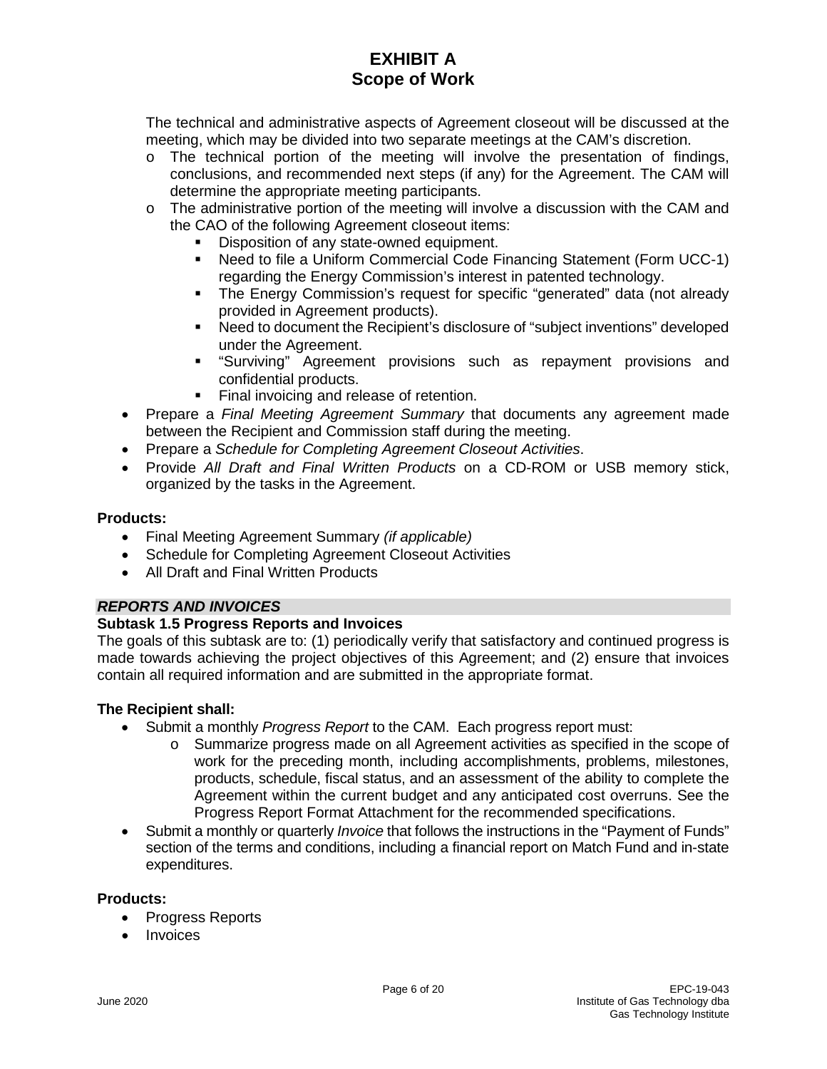The technical and administrative aspects of Agreement closeout will be discussed at the meeting, which may be divided into two separate meetings at the CAM's discretion.

- The technical portion of the meeting will involve the presentation of findings, conclusions, and recommended next steps (if any) for the Agreement. The CAM will determine the appropriate meeting participants.
- The administrative portion of the meeting will involve a discussion with the CAM and the CAO of the following Agreement closeout items:
  - Disposition of any state-owned equipment.
  - Need to file a Uniform Commercial Code Financing Statement (Form UCC-1) regarding the Energy Commission's interest in patented technology.
  - The Energy Commission's request for specific "generated" data (not already provided in Agreement products).
  - Need to document the Recipient's disclosure of "subject inventions" developed under the Agreement.
  - "Surviving" Agreement provisions such as repayment provisions and confidential products.
  - Final invoicing and release of retention.

- Prepare a *Final Meeting Agreement Summary* that documents any agreement made between the Recipient and Commission staff during the meeting.
- Prepare a *Schedule for Completing Agreement Closeout Activities*.
- Provide *All Draft and Final Written Products* on a CD-ROM or USB memory stick, organized by the tasks in the Agreement.

**Products:**

- Final Meeting Agreement Summary *(if applicable)*
- Schedule for Completing Agreement Closeout Activities
- All Draft and Final Written Products

***REPORTS AND INVOICES***

**Subtask 1.5 Progress Reports and Invoices**

The goals of this subtask are to: (1) periodically verify that satisfactory and continued progress is made towards achieving the project objectives of this Agreement; and (2) ensure that invoices contain all required information and are submitted in the appropriate format.

**The Recipient shall:**

- Submit a monthly *Progress Report* to the CAM. Each progress report must:
  - Summarize progress made on all Agreement activities as specified in the scope of work for the preceding month, including accomplishments, problems, milestones, products, schedule, fiscal status, and an assessment of the ability to complete the Agreement within the current budget and any anticipated cost overruns. See the Progress Report Format Attachment for the recommended specifications.
- Submit a monthly or quarterly *Invoice* that follows the instructions in the "Payment of Funds" section of the terms and conditions, including a financial report on Match Fund and in-state expenditures.

**Products:**

- Progress Reports
- Invoices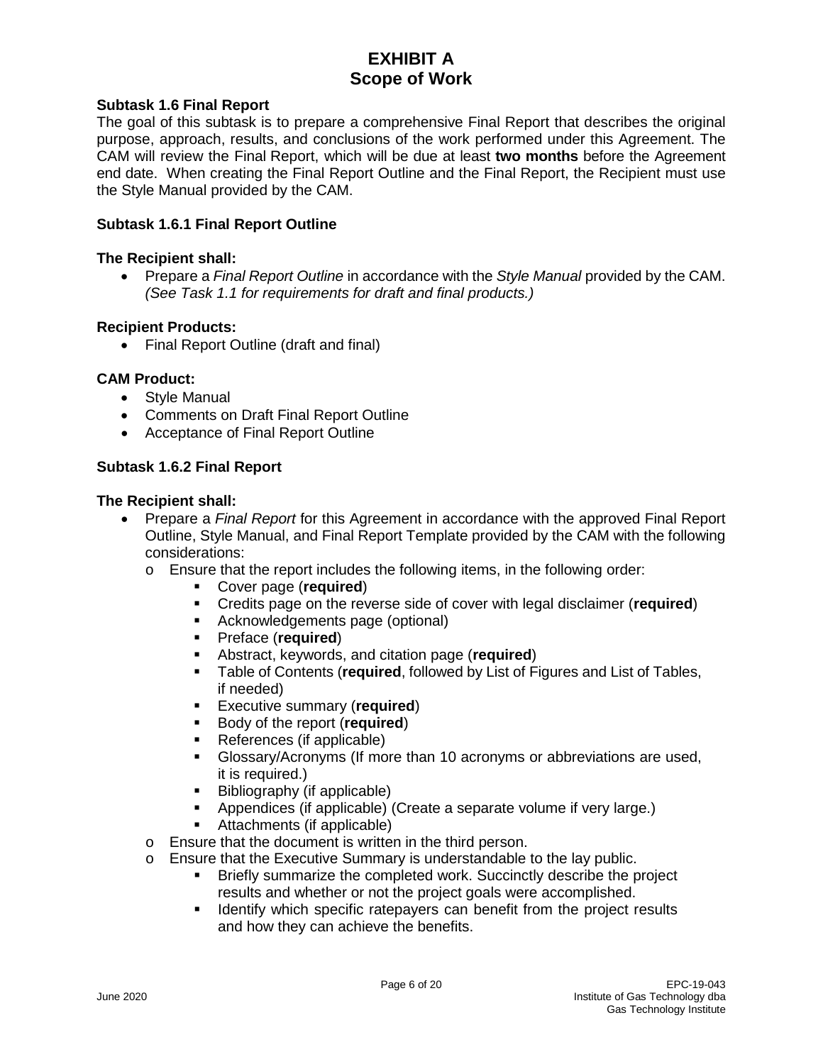# EXHIBIT A
# Scope of Work

**Subtask 1.6 Final Report**

The goal of this subtask is to prepare a comprehensive Final Report that describes the original purpose, approach, results, and conclusions of the work performed under this Agreement. The CAM will review the Final Report, which will be due at least **two months** before the Agreement end date. When creating the Final Report Outline and the Final Report, the Recipient must use the Style Manual provided by the CAM.

**Subtask 1.6.1 Final Report Outline**

**The Recipient shall:**

- Prepare a *Final Report Outline* in accordance with the *Style Manual* provided by the CAM. *(See Task 1.1 for requirements for draft and final products.)*

**Recipient Products:**

- Final Report Outline (draft and final)

**CAM Product:**

- Style Manual
- Comments on Draft Final Report Outline
- Acceptance of Final Report Outline

**Subtask 1.6.2 Final Report**

**The Recipient shall:**

- Prepare a *Final Report* for this Agreement in accordance with the approved Final Report Outline, Style Manual, and Final Report Template provided by the CAM with the following considerations:
  - Ensure that the report includes the following items, in the following order:
    - Cover page (**required**)
    - Credits page on the reverse side of cover with legal disclaimer (**required**)
    - Acknowledgements page (optional)
    - Preface (**required**)
    - Abstract, keywords, and citation page (**required**)
    - Table of Contents (**required**, followed by List of Figures and List of Tables, if needed)
    - Executive summary (**required**)
    - Body of the report (**required**)
    - References (if applicable)
    - Glossary/Acronyms (If more than 10 acronyms or abbreviations are used, it is required.)
    - Bibliography (if applicable)
    - Appendices (if applicable) (Create a separate volume if very large.)
    - Attachments (if applicable)
  - Ensure that the document is written in the third person.
  - Ensure that the Executive Summary is understandable to the lay public.
    - Briefly summarize the completed work. Succinctly describe the project results and whether or not the project goals were accomplished.
    - Identify which specific ratepayers can benefit from the project results and how they can achieve the benefits.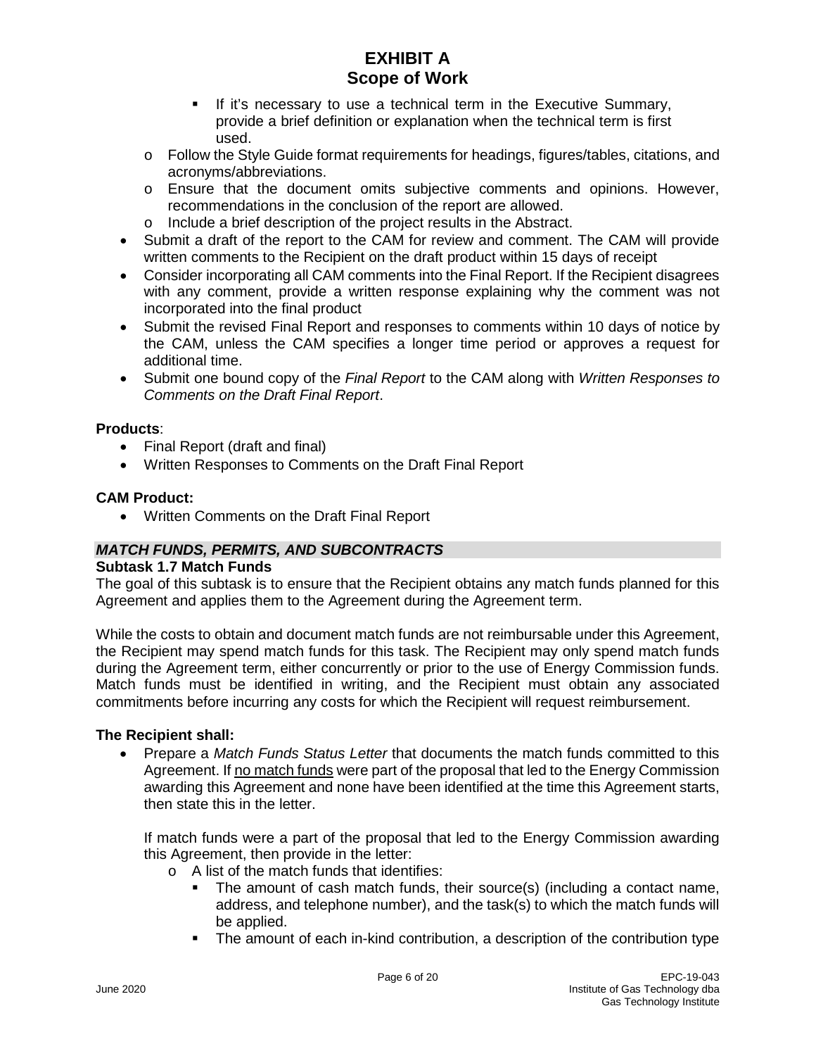- If it's necessary to use a technical term in the Executive Summary, provide a brief definition or explanation when the technical term is first used.
        - Follow the Style Guide format requirements for headings, figures/tables, citations, and acronyms/abbreviations.
        - Ensure that the document omits subjective comments and opinions. However, recommendations in the conclusion of the report are allowed.
        - Include a brief description of the project results in the Abstract.
- Submit a draft of the report to the CAM for review and comment. The CAM will provide written comments to the Recipient on the draft product within 15 days of receipt
- Consider incorporating all CAM comments into the Final Report. If the Recipient disagrees with any comment, provide a written response explaining why the comment was not incorporated into the final product
- Submit the revised Final Report and responses to comments within 10 days of notice by the CAM, unless the CAM specifies a longer time period or approves a request for additional time.
- Submit one bound copy of the *Final Report* to the CAM along with *Written Responses to Comments on the Draft Final Report*.

**Products**:
- Final Report (draft and final)
- Written Responses to Comments on the Draft Final Report

**CAM Product:**
- Written Comments on the Draft Final Report

***MATCH FUNDS, PERMITS, AND SUBCONTRACTS***

**Subtask 1.7 Match Funds**

The goal of this subtask is to ensure that the Recipient obtains any match funds planned for this Agreement and applies them to the Agreement during the Agreement term.

While the costs to obtain and document match funds are not reimbursable under this Agreement, the Recipient may spend match funds for this task. The Recipient may only spend match funds during the Agreement term, either concurrently or prior to the use of Energy Commission funds. Match funds must be identified in writing, and the Recipient must obtain any associated commitments before incurring any costs for which the Recipient will request reimbursement.

**The Recipient shall:**
- Prepare a *Match Funds Status Letter* that documents the match funds committed to this Agreement. If <u>no match funds</u> were part of the proposal that led to the Energy Commission awarding this Agreement and none have been identified at the time this Agreement starts, then state this in the letter.

  If match funds were a part of the proposal that led to the Energy Commission awarding this Agreement, then provide in the letter:
    - A list of the match funds that identifies:
        - The amount of cash match funds, their source(s) (including a contact name, address, and telephone number), and the task(s) to which the match funds will be applied.
        - The amount of each in-kind contribution, a description of the contribution type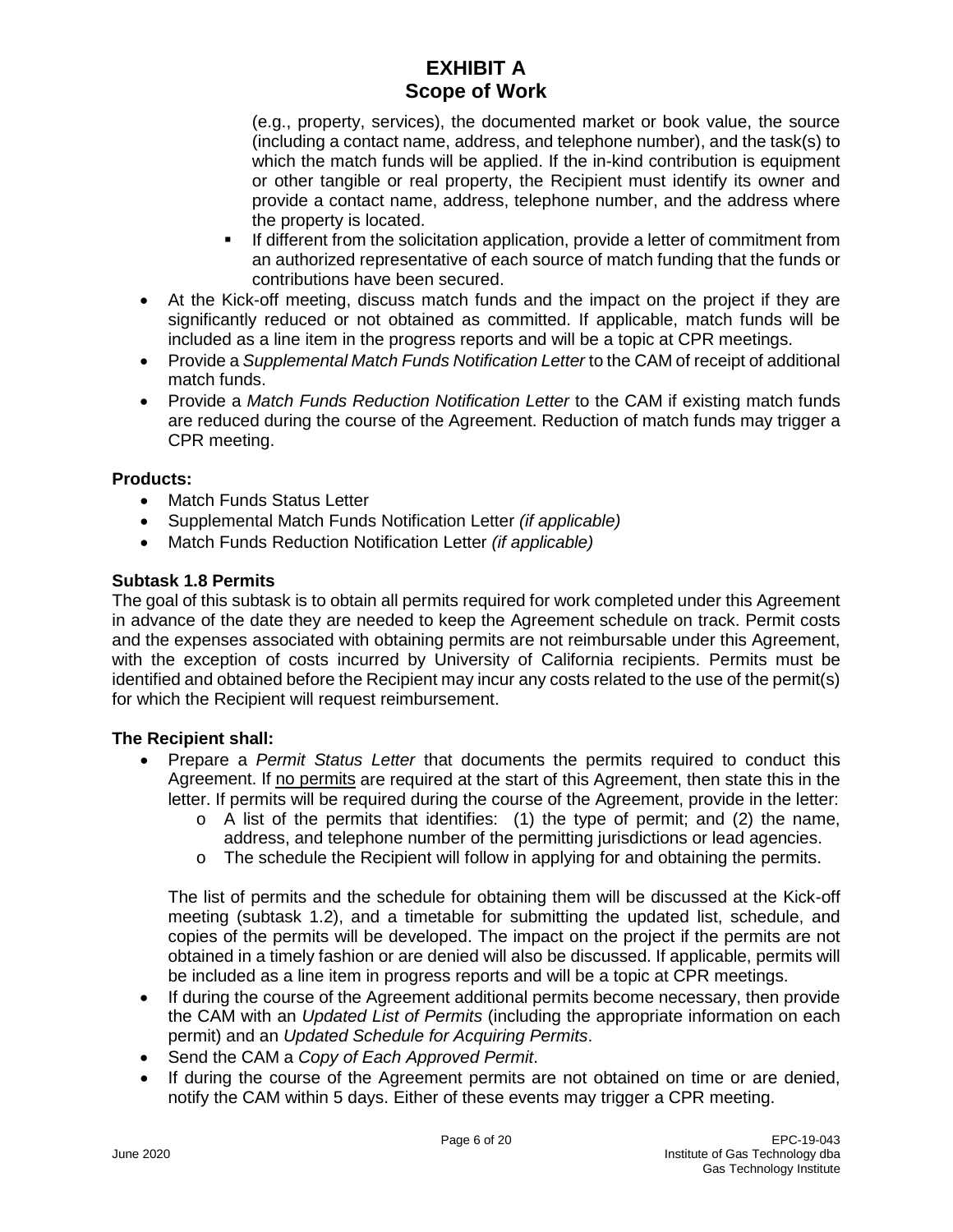(e.g., property, services), the documented market or book value, the source (including a contact name, address, and telephone number), and the task(s) to which the match funds will be applied. If the in-kind contribution is equipment or other tangible or real property, the Recipient must identify its owner and provide a contact name, address, telephone number, and the address where the property is located.

    - If different from the solicitation application, provide a letter of commitment from an authorized representative of each source of match funding that the funds or contributions have been secured.

- At the Kick-off meeting, discuss match funds and the impact on the project if they are significantly reduced or not obtained as committed. If applicable, match funds will be included as a line item in the progress reports and will be a topic at CPR meetings.
- Provide a *Supplemental Match Funds Notification Letter* to the CAM of receipt of additional match funds.
- Provide a *Match Funds Reduction Notification Letter* to the CAM if existing match funds are reduced during the course of the Agreement. Reduction of match funds may trigger a CPR meeting.

**Products:**

- Match Funds Status Letter
- Supplemental Match Funds Notification Letter *(if applicable)*
- Match Funds Reduction Notification Letter *(if applicable)*

**Subtask 1.8 Permits**

The goal of this subtask is to obtain all permits required for work completed under this Agreement in advance of the date they are needed to keep the Agreement schedule on track. Permit costs and the expenses associated with obtaining permits are not reimbursable under this Agreement, with the exception of costs incurred by University of California recipients. Permits must be identified and obtained before the Recipient may incur any costs related to the use of the permit(s) for which the Recipient will request reimbursement.

**The Recipient shall:**

- Prepare a *Permit Status Letter* that documents the permits required to conduct this Agreement. If no permits are required at the start of this Agreement, then state this in the letter. If permits will be required during the course of the Agreement, provide in the letter:
    - A list of the permits that identifies: (1) the type of permit; and (2) the name, address, and telephone number of the permitting jurisdictions or lead agencies.
    - The schedule the Recipient will follow in applying for and obtaining the permits.

  The list of permits and the schedule for obtaining them will be discussed at the Kick-off meeting (subtask 1.2), and a timetable for submitting the updated list, schedule, and copies of the permits will be developed. The impact on the project if the permits are not obtained in a timely fashion or are denied will also be discussed. If applicable, permits will be included as a line item in progress reports and will be a topic at CPR meetings.

- If during the course of the Agreement additional permits become necessary, then provide the CAM with an *Updated List of Permits* (including the appropriate information on each permit) and an *Updated Schedule for Acquiring Permits*.
- Send the CAM a *Copy of Each Approved Permit*.
- If during the course of the Agreement permits are not obtained on time or are denied, notify the CAM within 5 days. Either of these events may trigger a CPR meeting.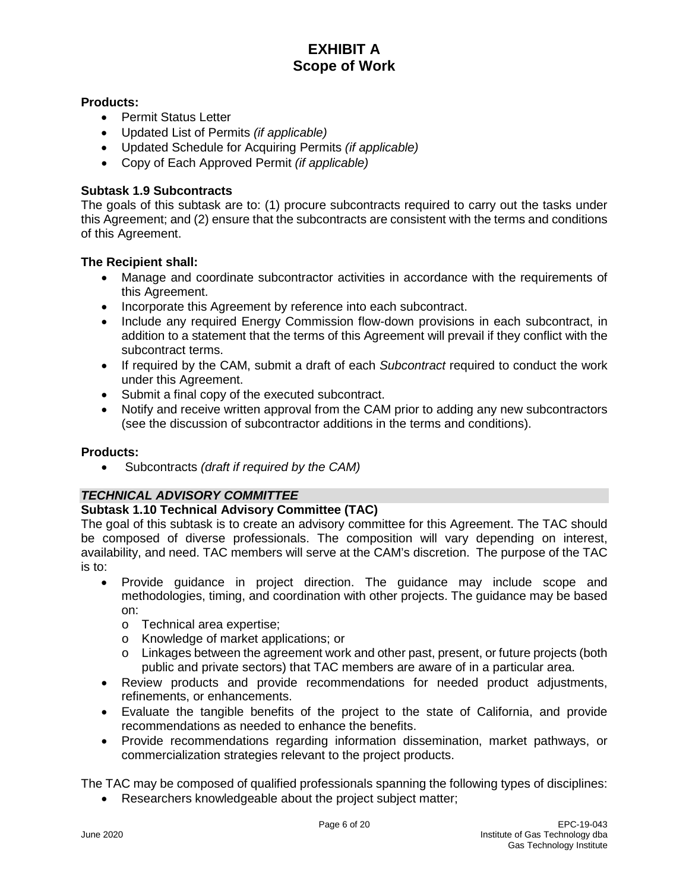**Products:**

- Permit Status Letter
- Updated List of Permits *(if applicable)*
- Updated Schedule for Acquiring Permits *(if applicable)*
- Copy of Each Approved Permit *(if applicable)*

**Subtask 1.9 Subcontracts**

The goals of this subtask are to: (1) procure subcontracts required to carry out the tasks under this Agreement; and (2) ensure that the subcontracts are consistent with the terms and conditions of this Agreement.

**The Recipient shall:**

- Manage and coordinate subcontractor activities in accordance with the requirements of this Agreement.
- Incorporate this Agreement by reference into each subcontract.
- Include any required Energy Commission flow-down provisions in each subcontract, in addition to a statement that the terms of this Agreement will prevail if they conflict with the subcontract terms.
- If required by the CAM, submit a draft of each *Subcontract* required to conduct the work under this Agreement.
- Submit a final copy of the executed subcontract.
- Notify and receive written approval from the CAM prior to adding any new subcontractors (see the discussion of subcontractor additions in the terms and conditions).

**Products:**

- Subcontracts *(draft if required by the CAM)*

***TECHNICAL ADVISORY COMMITTEE***

**Subtask 1.10 Technical Advisory Committee (TAC)**

The goal of this subtask is to create an advisory committee for this Agreement. The TAC should be composed of diverse professionals. The composition will vary depending on interest, availability, and need. TAC members will serve at the CAM's discretion. The purpose of the TAC is to:

- Provide guidance in project direction. The guidance may include scope and methodologies, timing, and coordination with other projects. The guidance may be based on:
  - Technical area expertise;
  - Knowledge of market applications; or
  - Linkages between the agreement work and other past, present, or future projects (both public and private sectors) that TAC members are aware of in a particular area.
- Review products and provide recommendations for needed product adjustments, refinements, or enhancements.
- Evaluate the tangible benefits of the project to the state of California, and provide recommendations as needed to enhance the benefits.
- Provide recommendations regarding information dissemination, market pathways, or commercialization strategies relevant to the project products.

The TAC may be composed of qualified professionals spanning the following types of disciplines:

- Researchers knowledgeable about the project subject matter;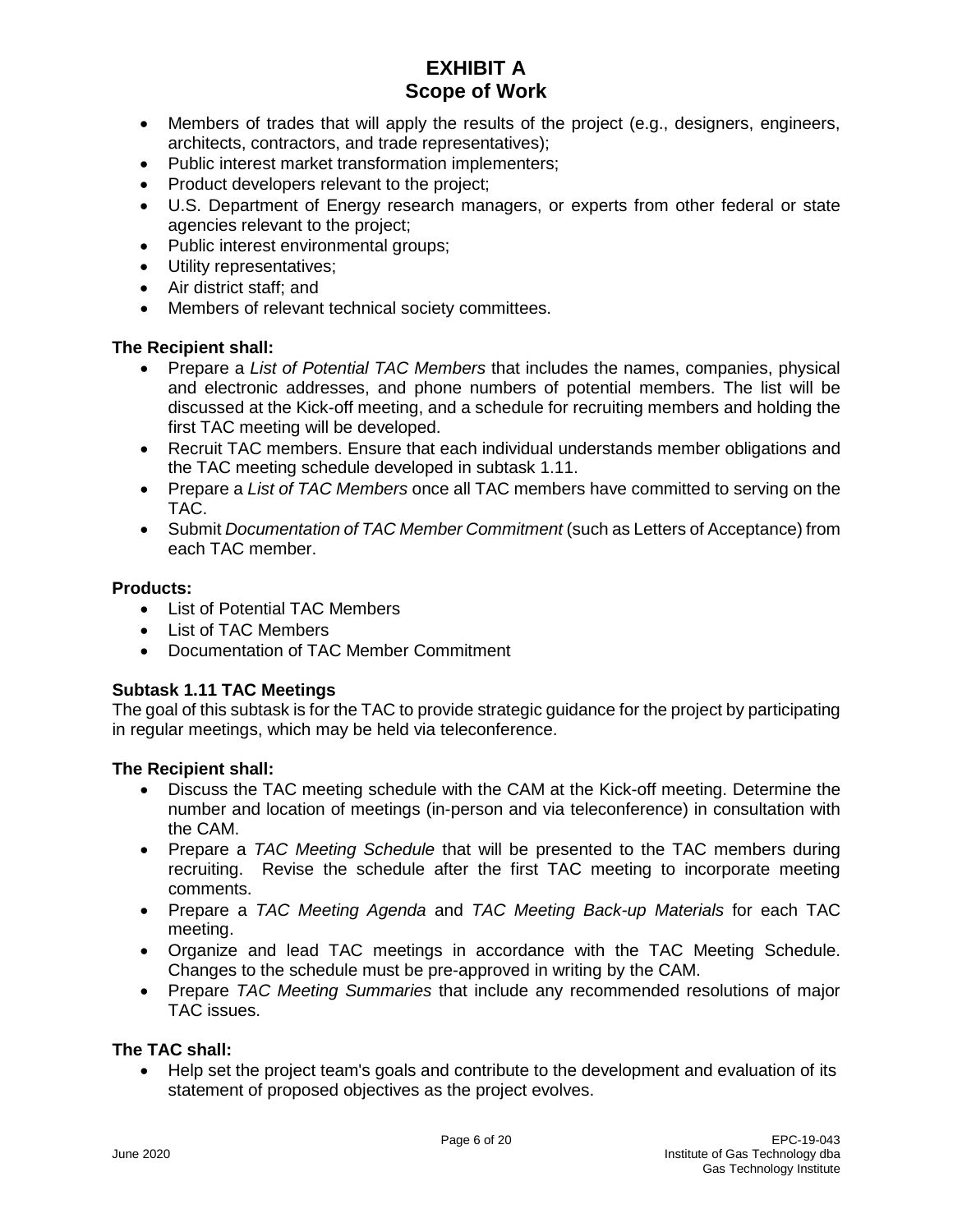- Members of trades that will apply the results of the project (e.g., designers, engineers, architects, contractors, and trade representatives);
- Public interest market transformation implementers;
- Product developers relevant to the project;
- U.S. Department of Energy research managers, or experts from other federal or state agencies relevant to the project;
- Public interest environmental groups;
- Utility representatives;
- Air district staff; and
- Members of relevant technical society committees.

**The Recipient shall:**

- Prepare a *List of Potential TAC Members* that includes the names, companies, physical and electronic addresses, and phone numbers of potential members. The list will be discussed at the Kick-off meeting, and a schedule for recruiting members and holding the first TAC meeting will be developed.
- Recruit TAC members. Ensure that each individual understands member obligations and the TAC meeting schedule developed in subtask 1.11.
- Prepare a *List of TAC Members* once all TAC members have committed to serving on the TAC.
- Submit *Documentation of TAC Member Commitment* (such as Letters of Acceptance) from each TAC member.

**Products:**

- List of Potential TAC Members
- List of TAC Members
- Documentation of TAC Member Commitment

**Subtask 1.11 TAC Meetings**

The goal of this subtask is for the TAC to provide strategic guidance for the project by participating in regular meetings, which may be held via teleconference.

**The Recipient shall:**

- Discuss the TAC meeting schedule with the CAM at the Kick-off meeting. Determine the number and location of meetings (in-person and via teleconference) in consultation with the CAM.
- Prepare a *TAC Meeting Schedule* that will be presented to the TAC members during recruiting. Revise the schedule after the first TAC meeting to incorporate meeting comments.
- Prepare a *TAC Meeting Agenda* and *TAC Meeting Back-up Materials* for each TAC meeting.
- Organize and lead TAC meetings in accordance with the TAC Meeting Schedule. Changes to the schedule must be pre-approved in writing by the CAM.
- Prepare *TAC Meeting Summaries* that include any recommended resolutions of major TAC issues.

**The TAC shall:**

- Help set the project team's goals and contribute to the development and evaluation of its statement of proposed objectives as the project evolves.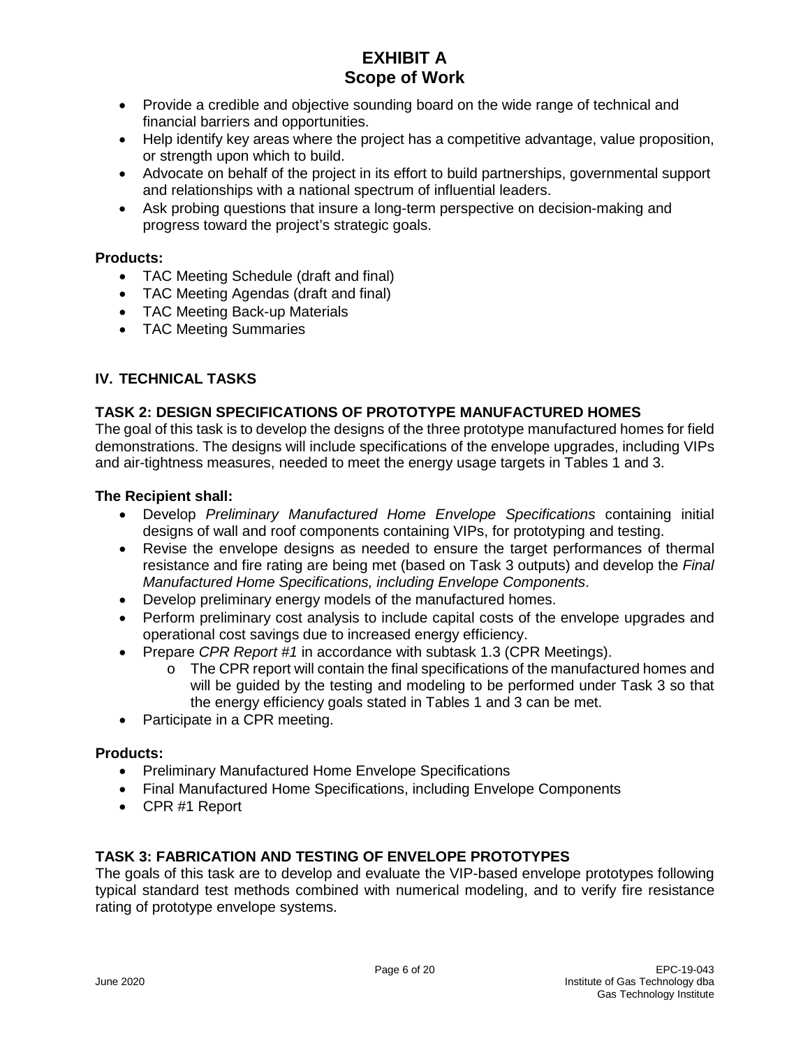- Provide a credible and objective sounding board on the wide range of technical and financial barriers and opportunities.
- Help identify key areas where the project has a competitive advantage, value proposition, or strength upon which to build.
- Advocate on behalf of the project in its effort to build partnerships, governmental support and relationships with a national spectrum of influential leaders.
- Ask probing questions that insure a long-term perspective on decision-making and progress toward the project's strategic goals.

**Products:**

- TAC Meeting Schedule (draft and final)
- TAC Meeting Agendas (draft and final)
- TAC Meeting Back-up Materials
- TAC Meeting Summaries

## IV. TECHNICAL TASKS

### TASK 2: DESIGN SPECIFICATIONS OF PROTOTYPE MANUFACTURED HOMES

The goal of this task is to develop the designs of the three prototype manufactured homes for field demonstrations. The designs will include specifications of the envelope upgrades, including VIPs and air-tightness measures, needed to meet the energy usage targets in Tables 1 and 3.

**The Recipient shall:**

- Develop *Preliminary Manufactured Home Envelope Specifications* containing initial designs of wall and roof components containing VIPs, for prototyping and testing.
- Revise the envelope designs as needed to ensure the target performances of thermal resistance and fire rating are being met (based on Task 3 outputs) and develop the *Final Manufactured Home Specifications, including Envelope Components*.
- Develop preliminary energy models of the manufactured homes.
- Perform preliminary cost analysis to include capital costs of the envelope upgrades and operational cost savings due to increased energy efficiency.
- Prepare *CPR Report #1* in accordance with subtask 1.3 (CPR Meetings).
  - The CPR report will contain the final specifications of the manufactured homes and will be guided by the testing and modeling to be performed under Task 3 so that the energy efficiency goals stated in Tables 1 and 3 can be met.
- Participate in a CPR meeting.

**Products:**

- Preliminary Manufactured Home Envelope Specifications
- Final Manufactured Home Specifications, including Envelope Components
- CPR #1 Report

### TASK 3: FABRICATION AND TESTING OF ENVELOPE PROTOTYPES

The goals of this task are to develop and evaluate the VIP-based envelope prototypes following typical standard test methods combined with numerical modeling, and to verify fire resistance rating of prototype envelope systems.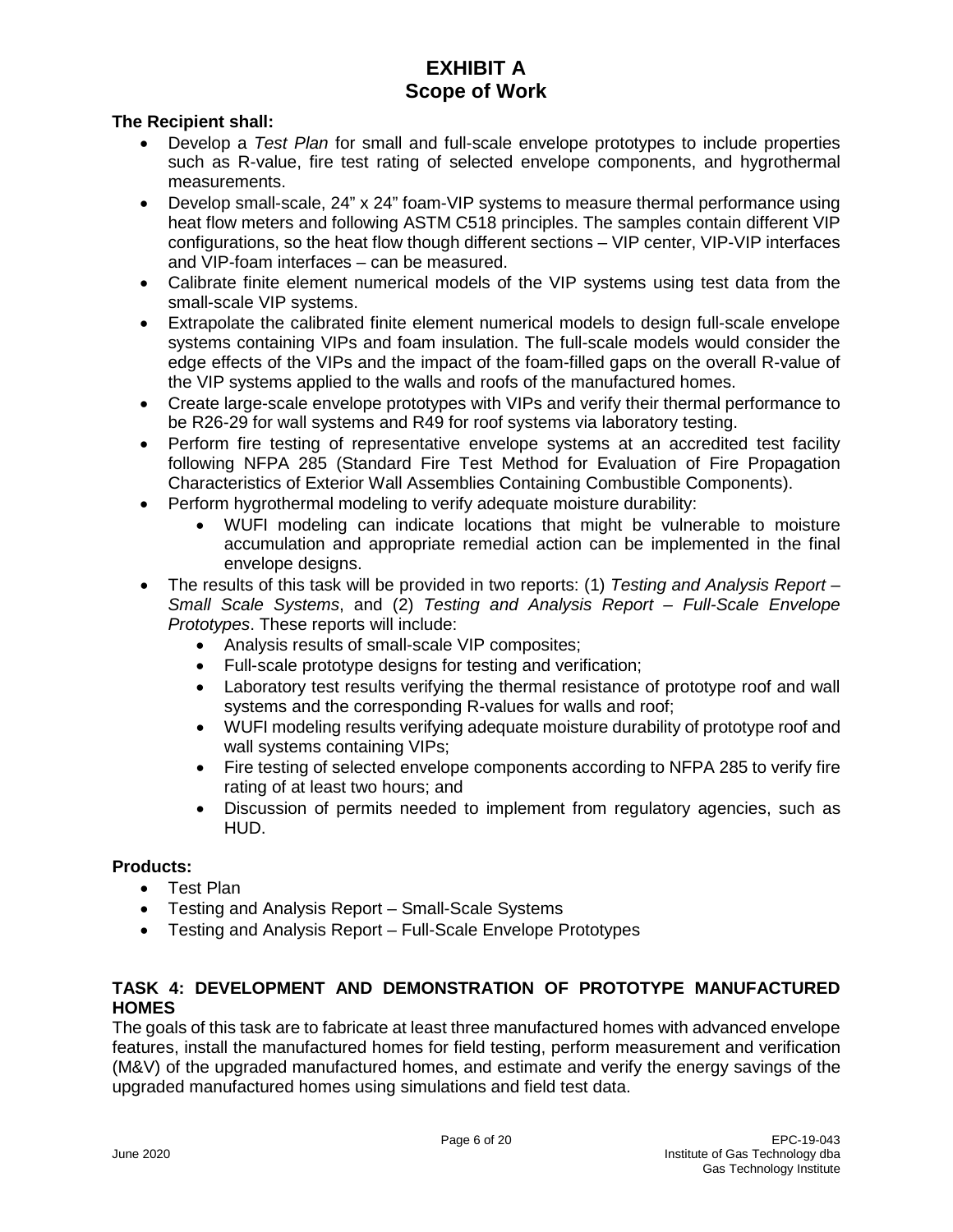**The Recipient shall:**

- Develop a *Test Plan* for small and full-scale envelope prototypes to include properties such as R-value, fire test rating of selected envelope components, and hygrothermal measurements.
- Develop small-scale, 24" x 24" foam-VIP systems to measure thermal performance using heat flow meters and following ASTM C518 principles. The samples contain different VIP configurations, so the heat flow though different sections – VIP center, VIP-VIP interfaces and VIP-foam interfaces – can be measured.
- Calibrate finite element numerical models of the VIP systems using test data from the small-scale VIP systems.
- Extrapolate the calibrated finite element numerical models to design full-scale envelope systems containing VIPs and foam insulation. The full-scale models would consider the edge effects of the VIPs and the impact of the foam-filled gaps on the overall R-value of the VIP systems applied to the walls and roofs of the manufactured homes.
- Create large-scale envelope prototypes with VIPs and verify their thermal performance to be R26-29 for wall systems and R49 for roof systems via laboratory testing.
- Perform fire testing of representative envelope systems at an accredited test facility following NFPA 285 (Standard Fire Test Method for Evaluation of Fire Propagation Characteristics of Exterior Wall Assemblies Containing Combustible Components).
- Perform hygrothermal modeling to verify adequate moisture durability:
  - WUFI modeling can indicate locations that might be vulnerable to moisture accumulation and appropriate remedial action can be implemented in the final envelope designs.
- The results of this task will be provided in two reports: (1) *Testing and Analysis Report – Small Scale Systems*, and (2) *Testing and Analysis Report – Full-Scale Envelope Prototypes*. These reports will include:
  - Analysis results of small-scale VIP composites;
  - Full-scale prototype designs for testing and verification;
  - Laboratory test results verifying the thermal resistance of prototype roof and wall systems and the corresponding R-values for walls and roof;
  - WUFI modeling results verifying adequate moisture durability of prototype roof and wall systems containing VIPs;
  - Fire testing of selected envelope components according to NFPA 285 to verify fire rating of at least two hours; and
  - Discussion of permits needed to implement from regulatory agencies, such as HUD.

**Products:**

- Test Plan
- Testing and Analysis Report – Small-Scale Systems
- Testing and Analysis Report – Full-Scale Envelope Prototypes

## TASK 4: DEVELOPMENT AND DEMONSTRATION OF PROTOTYPE MANUFACTURED HOMES

The goals of this task are to fabricate at least three manufactured homes with advanced envelope features, install the manufactured homes for field testing, perform measurement and verification (M&V) of the upgraded manufactured homes, and estimate and verify the energy savings of the upgraded manufactured homes using simulations and field test data.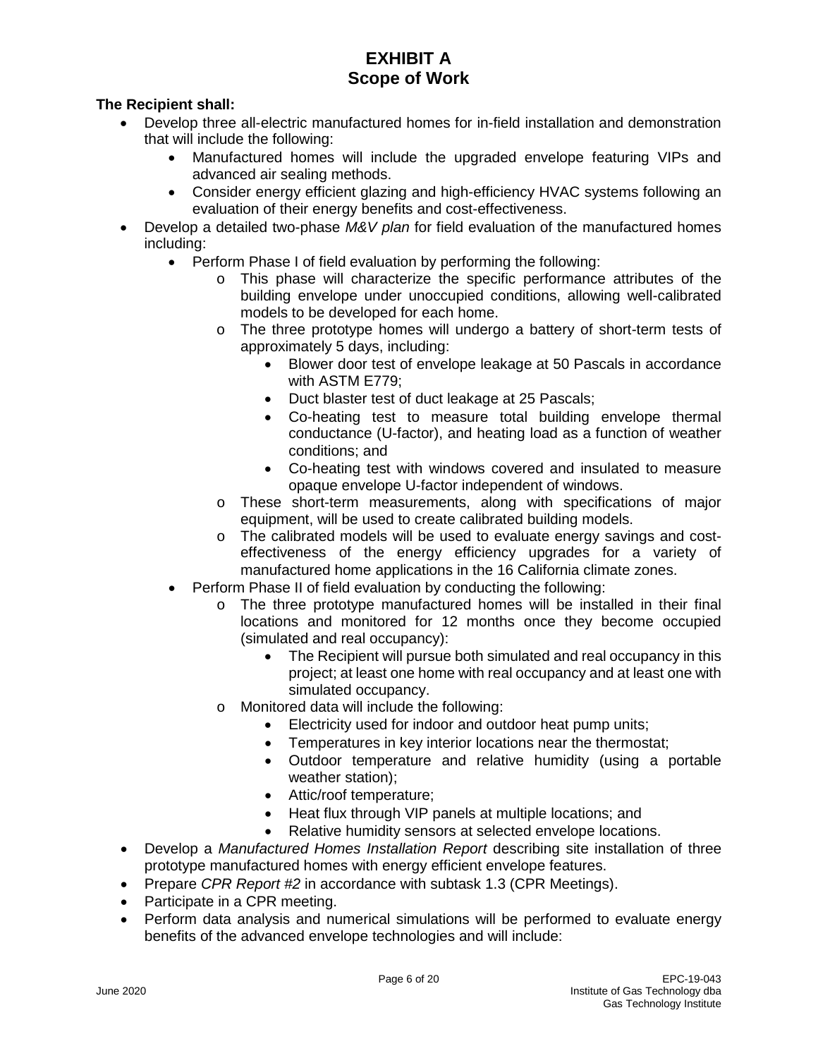# EXHIBIT A
## Scope of Work

**The Recipient shall:**

- Develop three all-electric manufactured homes for in-field installation and demonstration that will include the following:
  - Manufactured homes will include the upgraded envelope featuring VIPs and advanced air sealing methods.
  - Consider energy efficient glazing and high-efficiency HVAC systems following an evaluation of their energy benefits and cost-effectiveness.
- Develop a detailed two-phase *M&V plan* for field evaluation of the manufactured homes including:
  - Perform Phase I of field evaluation by performing the following:
    - This phase will characterize the specific performance attributes of the building envelope under unoccupied conditions, allowing well-calibrated models to be developed for each home.
    - The three prototype homes will undergo a battery of short-term tests of approximately 5 days, including:
      - Blower door test of envelope leakage at 50 Pascals in accordance with ASTM E779;
      - Duct blaster test of duct leakage at 25 Pascals;
      - Co-heating test to measure total building envelope thermal conductance (U-factor), and heating load as a function of weather conditions; and
      - Co-heating test with windows covered and insulated to measure opaque envelope U-factor independent of windows.
    - These short-term measurements, along with specifications of major equipment, will be used to create calibrated building models.
    - The calibrated models will be used to evaluate energy savings and cost-effectiveness of the energy efficiency upgrades for a variety of manufactured home applications in the 16 California climate zones.
  - Perform Phase II of field evaluation by conducting the following:
    - The three prototype manufactured homes will be installed in their final locations and monitored for 12 months once they become occupied (simulated and real occupancy):
      - The Recipient will pursue both simulated and real occupancy in this project; at least one home with real occupancy and at least one with simulated occupancy.
    - Monitored data will include the following:
      - Electricity used for indoor and outdoor heat pump units;
      - Temperatures in key interior locations near the thermostat;
      - Outdoor temperature and relative humidity (using a portable weather station);
      - Attic/roof temperature;
      - Heat flux through VIP panels at multiple locations; and
      - Relative humidity sensors at selected envelope locations.
- Develop a *Manufactured Homes Installation Report* describing site installation of three prototype manufactured homes with energy efficient envelope features.
- Prepare *CPR Report #2* in accordance with subtask 1.3 (CPR Meetings).
- Participate in a CPR meeting.
- Perform data analysis and numerical simulations will be performed to evaluate energy benefits of the advanced envelope technologies and will include: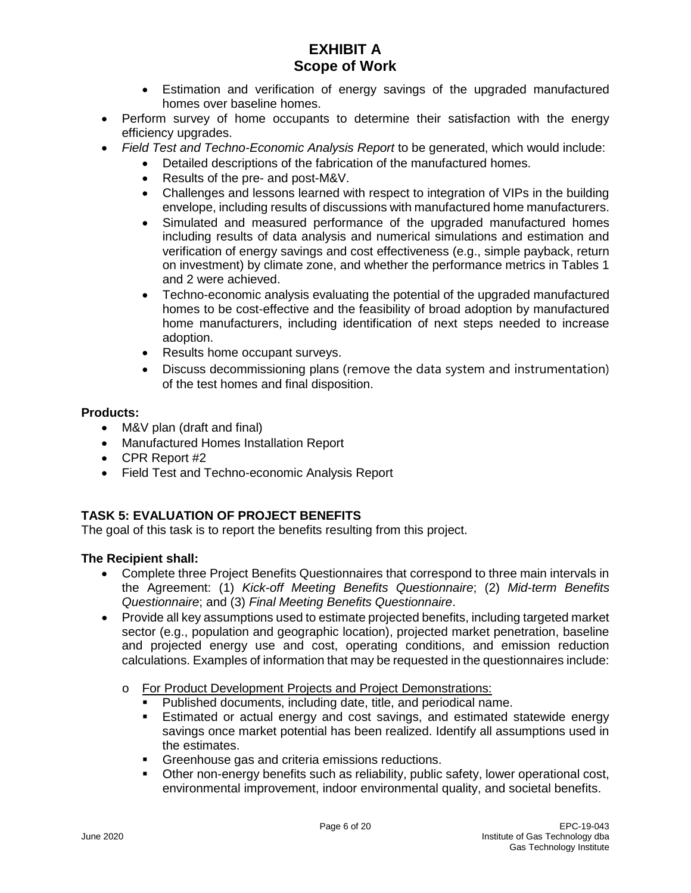- Estimation and verification of energy savings of the upgraded manufactured homes over baseline homes.
- Perform survey of home occupants to determine their satisfaction with the energy efficiency upgrades.
- *Field Test and Techno-Economic Analysis Report* to be generated, which would include:
  - Detailed descriptions of the fabrication of the manufactured homes.
  - Results of the pre- and post-M&V.
  - Challenges and lessons learned with respect to integration of VIPs in the building envelope, including results of discussions with manufactured home manufacturers.
  - Simulated and measured performance of the upgraded manufactured homes including results of data analysis and numerical simulations and estimation and verification of energy savings and cost effectiveness (e.g., simple payback, return on investment) by climate zone, and whether the performance metrics in Tables 1 and 2 were achieved.
  - Techno-economic analysis evaluating the potential of the upgraded manufactured homes to be cost-effective and the feasibility of broad adoption by manufactured home manufacturers, including identification of next steps needed to increase adoption.
  - Results home occupant surveys.
  - Discuss decommissioning plans (remove the data system and instrumentation) of the test homes and final disposition.

**Products:**

- M&V plan (draft and final)
- Manufactured Homes Installation Report
- CPR Report #2
- Field Test and Techno-economic Analysis Report

## TASK 5: EVALUATION OF PROJECT BENEFITS

The goal of this task is to report the benefits resulting from this project.

**The Recipient shall:**

- Complete three Project Benefits Questionnaires that correspond to three main intervals in the Agreement: (1) *Kick-off Meeting Benefits Questionnaire*; (2) *Mid-term Benefits Questionnaire*; and (3) *Final Meeting Benefits Questionnaire*.
- Provide all key assumptions used to estimate projected benefits, including targeted market sector (e.g., population and geographic location), projected market penetration, baseline and projected energy use and cost, operating conditions, and emission reduction calculations. Examples of information that may be requested in the questionnaires include:
  - For Product Development Projects and Project Demonstrations:
    - Published documents, including date, title, and periodical name.
    - Estimated or actual energy and cost savings, and estimated statewide energy savings once market potential has been realized. Identify all assumptions used in the estimates.
    - Greenhouse gas and criteria emissions reductions.
    - Other non-energy benefits such as reliability, public safety, lower operational cost, environmental improvement, indoor environmental quality, and societal benefits.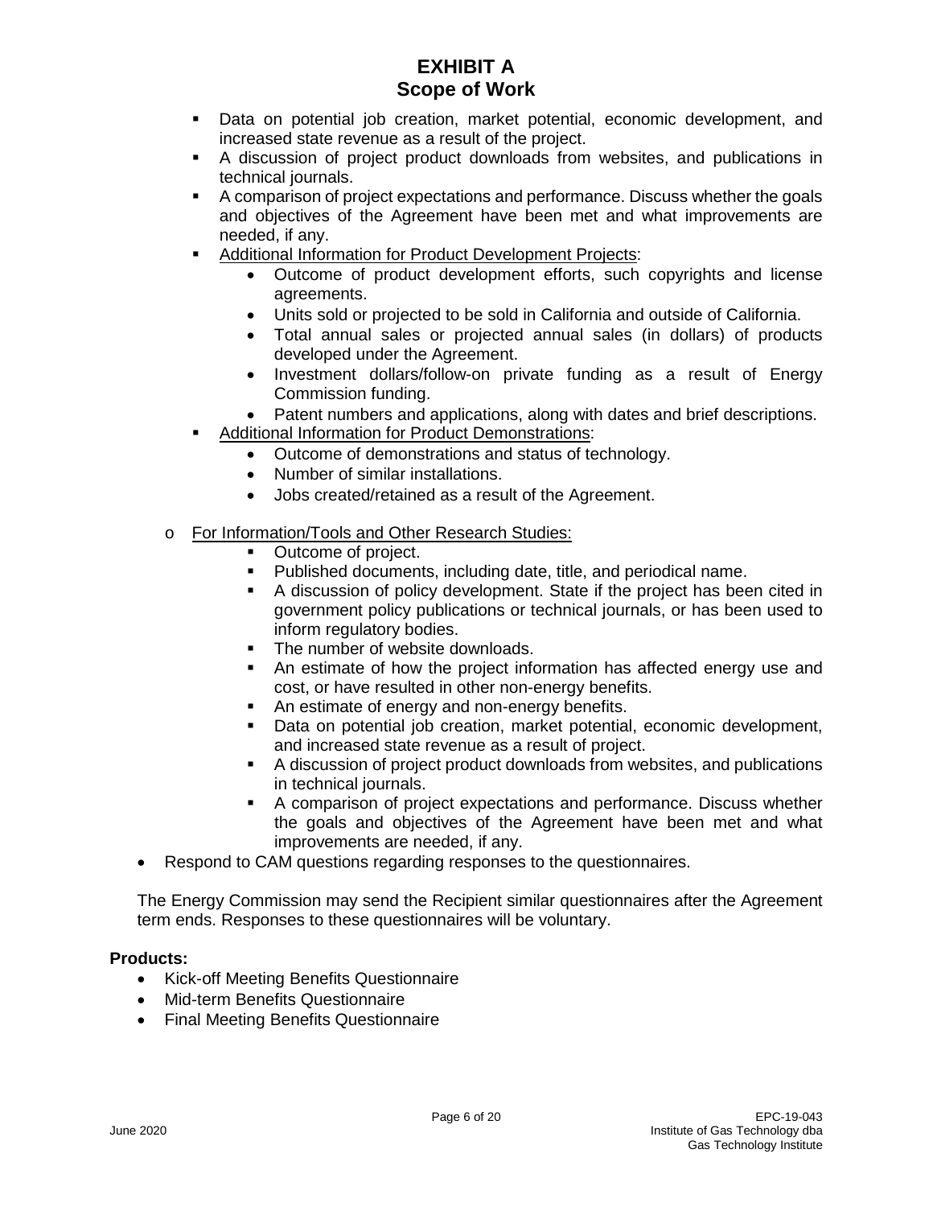- Data on potential job creation, market potential, economic development, and increased state revenue as a result of the project.
- A discussion of project product downloads from websites, and publications in technical journals.
- A comparison of project expectations and performance. Discuss whether the goals and objectives of the Agreement have been met and what improvements are needed, if any.
- Additional Information for Product Development Projects:
  - Outcome of product development efforts, such copyrights and license agreements.
  - Units sold or projected to be sold in California and outside of California.
  - Total annual sales or projected annual sales (in dollars) of products developed under the Agreement.
  - Investment dollars/follow-on private funding as a result of Energy Commission funding.
  - Patent numbers and applications, along with dates and brief descriptions.
- Additional Information for Product Demonstrations:
  - Outcome of demonstrations and status of technology.
  - Number of similar installations.
  - Jobs created/retained as a result of the Agreement.

- For Information/Tools and Other Research Studies:
  - Outcome of project.
  - Published documents, including date, title, and periodical name.
  - A discussion of policy development. State if the project has been cited in government policy publications or technical journals, or has been used to inform regulatory bodies.
  - The number of website downloads.
  - An estimate of how the project information has affected energy use and cost, or have resulted in other non-energy benefits.
  - An estimate of energy and non-energy benefits.
  - Data on potential job creation, market potential, economic development, and increased state revenue as a result of project.
  - A discussion of project product downloads from websites, and publications in technical journals.
  - A comparison of project expectations and performance. Discuss whether the goals and objectives of the Agreement have been met and what improvements are needed, if any.

- Respond to CAM questions regarding responses to the questionnaires.

The Energy Commission may send the Recipient similar questionnaires after the Agreement term ends. Responses to these questionnaires will be voluntary.

**Products:**

- Kick-off Meeting Benefits Questionnaire
- Mid-term Benefits Questionnaire
- Final Meeting Benefits Questionnaire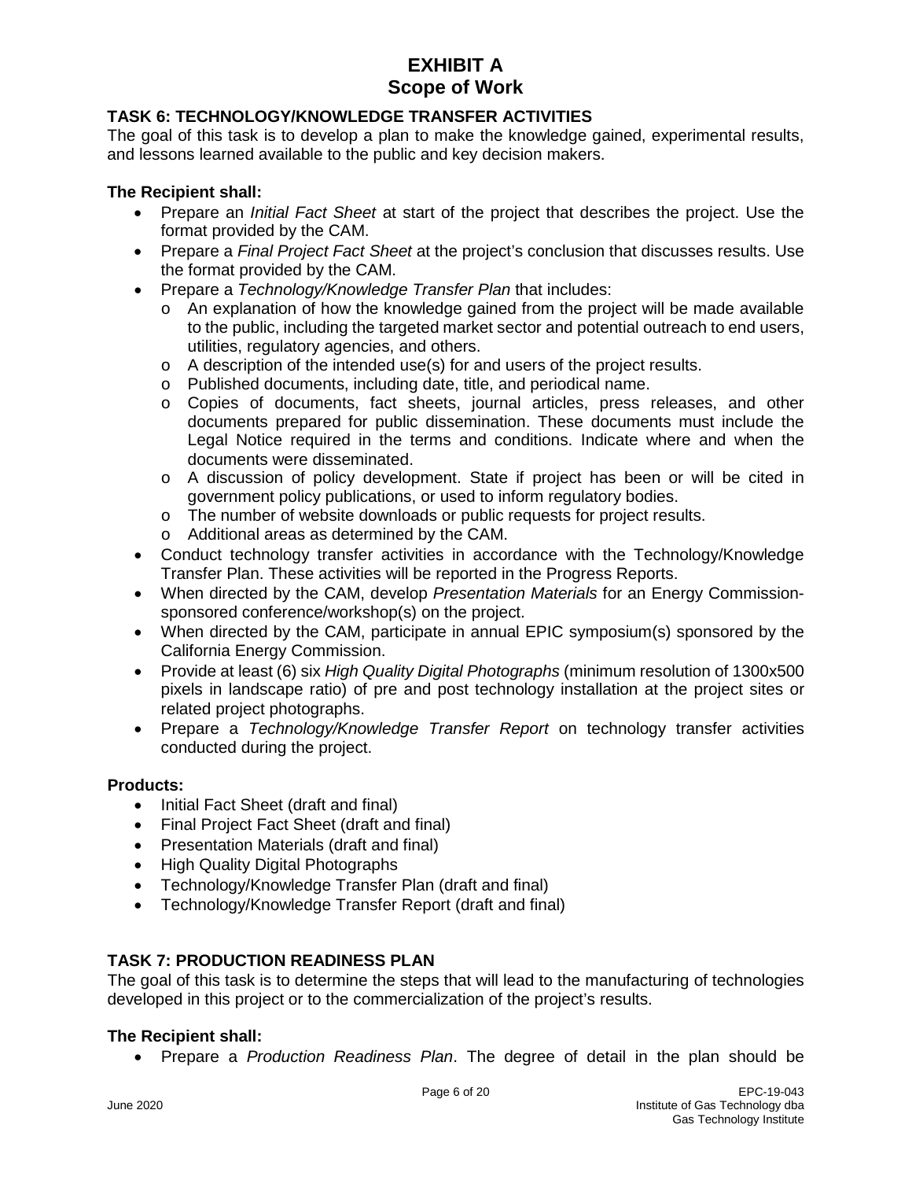# EXHIBIT A
## Scope of Work

### TASK 6: TECHNOLOGY/KNOWLEDGE TRANSFER ACTIVITIES

The goal of this task is to develop a plan to make the knowledge gained, experimental results, and lessons learned available to the public and key decision makers.

**The Recipient shall:**

- Prepare an *Initial Fact Sheet* at start of the project that describes the project. Use the format provided by the CAM.
- Prepare a *Final Project Fact Sheet* at the project's conclusion that discusses results. Use the format provided by the CAM.
- Prepare a *Technology/Knowledge Transfer Plan* that includes:
  - An explanation of how the knowledge gained from the project will be made available to the public, including the targeted market sector and potential outreach to end users, utilities, regulatory agencies, and others.
  - A description of the intended use(s) for and users of the project results.
  - Published documents, including date, title, and periodical name.
  - Copies of documents, fact sheets, journal articles, press releases, and other documents prepared for public dissemination. These documents must include the Legal Notice required in the terms and conditions. Indicate where and when the documents were disseminated.
  - A discussion of policy development. State if project has been or will be cited in government policy publications, or used to inform regulatory bodies.
  - The number of website downloads or public requests for project results.
  - Additional areas as determined by the CAM.
- Conduct technology transfer activities in accordance with the Technology/Knowledge Transfer Plan. These activities will be reported in the Progress Reports.
- When directed by the CAM, develop *Presentation Materials* for an Energy Commission-sponsored conference/workshop(s) on the project.
- When directed by the CAM, participate in annual EPIC symposium(s) sponsored by the California Energy Commission.
- Provide at least (6) six *High Quality Digital Photographs* (minimum resolution of 1300x500 pixels in landscape ratio) of pre and post technology installation at the project sites or related project photographs.
- Prepare a *Technology/Knowledge Transfer Report* on technology transfer activities conducted during the project.

**Products:**

- Initial Fact Sheet (draft and final)
- Final Project Fact Sheet (draft and final)
- Presentation Materials (draft and final)
- High Quality Digital Photographs
- Technology/Knowledge Transfer Plan (draft and final)
- Technology/Knowledge Transfer Report (draft and final)

### TASK 7: PRODUCTION READINESS PLAN

The goal of this task is to determine the steps that will lead to the manufacturing of technologies developed in this project or to the commercialization of the project's results.

**The Recipient shall:**

- Prepare a *Production Readiness Plan*. The degree of detail in the plan should be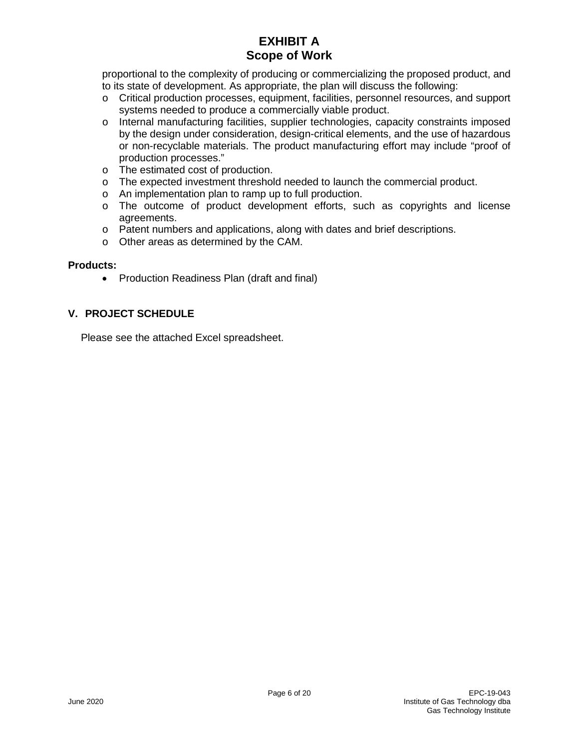proportional to the complexity of producing or commercializing the proposed product, and to its state of development. As appropriate, the plan will discuss the following:

- Critical production processes, equipment, facilities, personnel resources, and support systems needed to produce a commercially viable product.
- Internal manufacturing facilities, supplier technologies, capacity constraints imposed by the design under consideration, design-critical elements, and the use of hazardous or non-recyclable materials. The product manufacturing effort may include "proof of production processes."
- The estimated cost of production.
- The expected investment threshold needed to launch the commercial product.
- An implementation plan to ramp up to full production.
- The outcome of product development efforts, such as copyrights and license agreements.
- Patent numbers and applications, along with dates and brief descriptions.
- Other areas as determined by the CAM.

**Products:**

- Production Readiness Plan (draft and final)

## V. PROJECT SCHEDULE

Please see the attached Excel spreadsheet.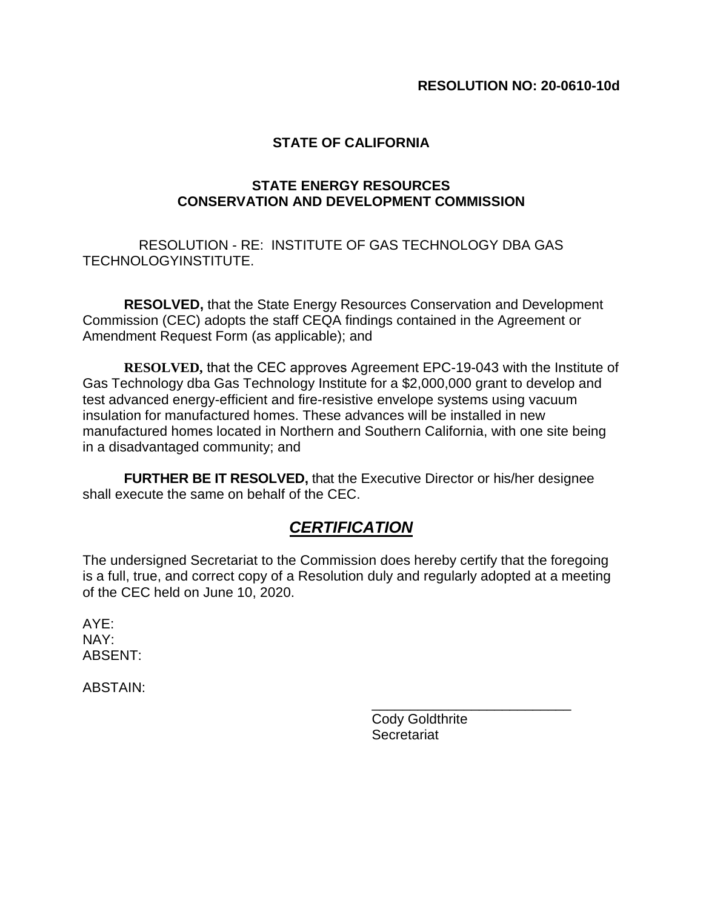**RESOLUTION NO: 20-0610-10d**

**STATE OF CALIFORNIA**

**STATE ENERGY RESOURCES CONSERVATION AND DEVELOPMENT COMMISSION**

RESOLUTION - RE: INSTITUTE OF GAS TECHNOLOGY DBA GAS TECHNOLOGYINSTITUTE.

**RESOLVED,** that the State Energy Resources Conservation and Development Commission (CEC) adopts the staff CEQA findings contained in the Agreement or Amendment Request Form (as applicable); and

**RESOLVED,** that the CEC approves Agreement EPC-19-043 with the Institute of Gas Technology dba Gas Technology Institute for a $2,000,000 grant to develop and test advanced energy-efficient and fire-resistive envelope systems using vacuum insulation for manufactured homes. These advances will be installed in new manufactured homes located in Northern and Southern California, with one site being in a disadvantaged community; and

**FURTHER BE IT RESOLVED,** that the Executive Director or his/her designee shall execute the same on behalf of the CEC.

## ***CERTIFICATION***

The undersigned Secretariat to the Commission does hereby certify that the foregoing is a full, true, and correct copy of a Resolution duly and regularly adopted at a meeting of the CEC held on June 10, 2020.

AYE:
NAY:
ABSENT:

ABSTAIN:

___________________________
Cody Goldthrite
Secretariat